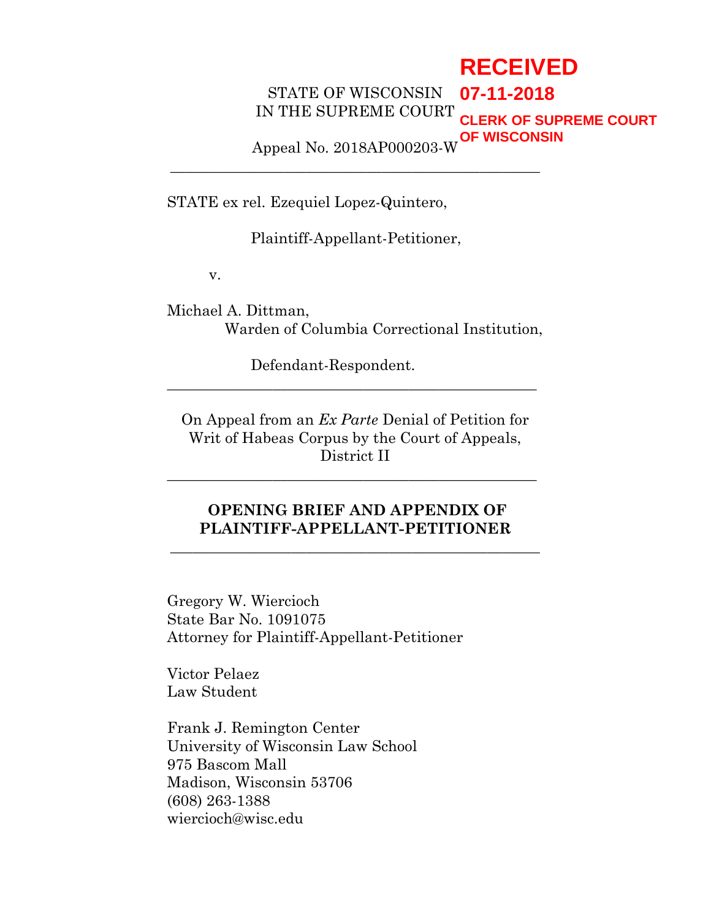RECEIVED
07-11-2018
CLERK OF SUPREME COURT
OF WISCONSIN

STATE OF WISCONSIN
IN THE SUPREME COURT

Appeal No. 2018AP000203-W

---

STATE ex rel. Ezequiel Lopez-Quintero,

Plaintiff-Appellant-Petitioner,

v.

Michael A. Dittman,
Warden of Columbia Correctional Institution,

Defendant-Respondent.

---

On Appeal from an *Ex Parte* Denial of Petition for Writ of Habeas Corpus by the Court of Appeals, District II

---

**OPENING BRIEF AND APPENDIX OF PLAINTIFF-APPELLANT-PETITIONER**

---

Gregory W. Wiercioch
State Bar No. 1091075
Attorney for Plaintiff-Appellant-Petitioner

Victor Pelaez
Law Student

Frank J. Remington Center
University of Wisconsin Law School
975 Bascom Mall
Madison, Wisconsin 53706
(608) 263-1388
wiercioch@wisc.edu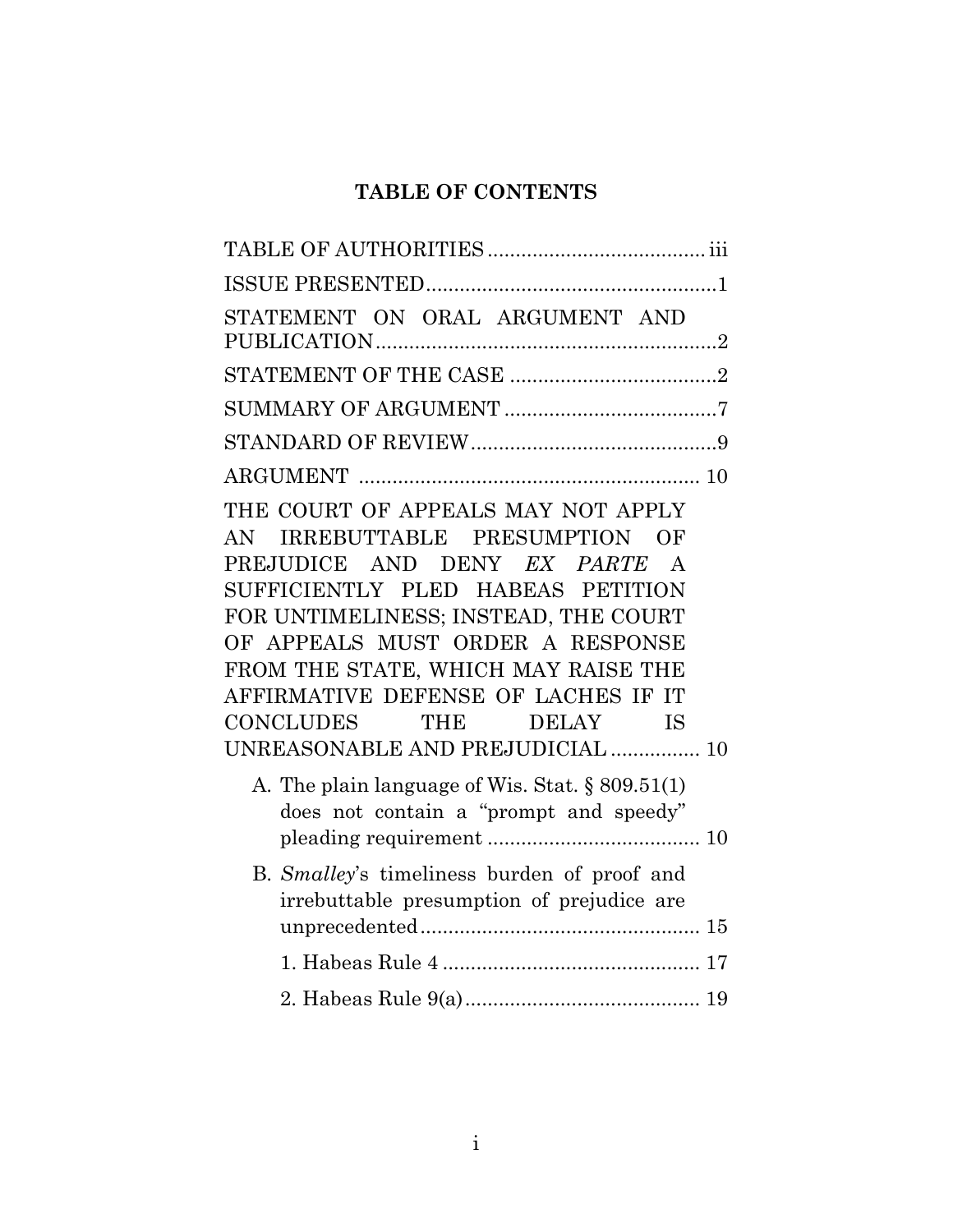# TABLE OF CONTENTS

TABLE OF AUTHORITIES ....................................... iii

ISSUE PRESENTED .................................................... 1

STATEMENT ON ORAL ARGUMENT AND PUBLICATION ............................................................. 2

STATEMENT OF THE CASE ..................................... 2

SUMMARY OF ARGUMENT ...................................... 7

STANDARD OF REVIEW ............................................ 9

ARGUMENT ............................................................. 10

THE COURT OF APPEALS MAY NOT APPLY AN IRREBUTTABLE PRESUMPTION OF PREJUDICE AND DENY *EX PARTE* A SUFFICIENTLY PLED HABEAS PETITION FOR UNTIMELINESS; INSTEAD, THE COURT OF APPEALS MUST ORDER A RESPONSE FROM THE STATE, WHICH MAY RAISE THE AFFIRMATIVE DEFENSE OF LACHES IF IT CONCLUDES THE DELAY IS UNREASONABLE AND PREJUDICIAL ................ 10

- A. The plain language of Wis. Stat. § 809.51(1) does not contain a "prompt and speedy" pleading requirement ...................................... 10
- B. *Smalley*'s timeliness burden of proof and irrebuttable presumption of prejudice are unprecedented .................................................. 15
  - 1. Habeas Rule 4 .............................................. 17
  - 2. Habeas Rule 9(a) .......................................... 19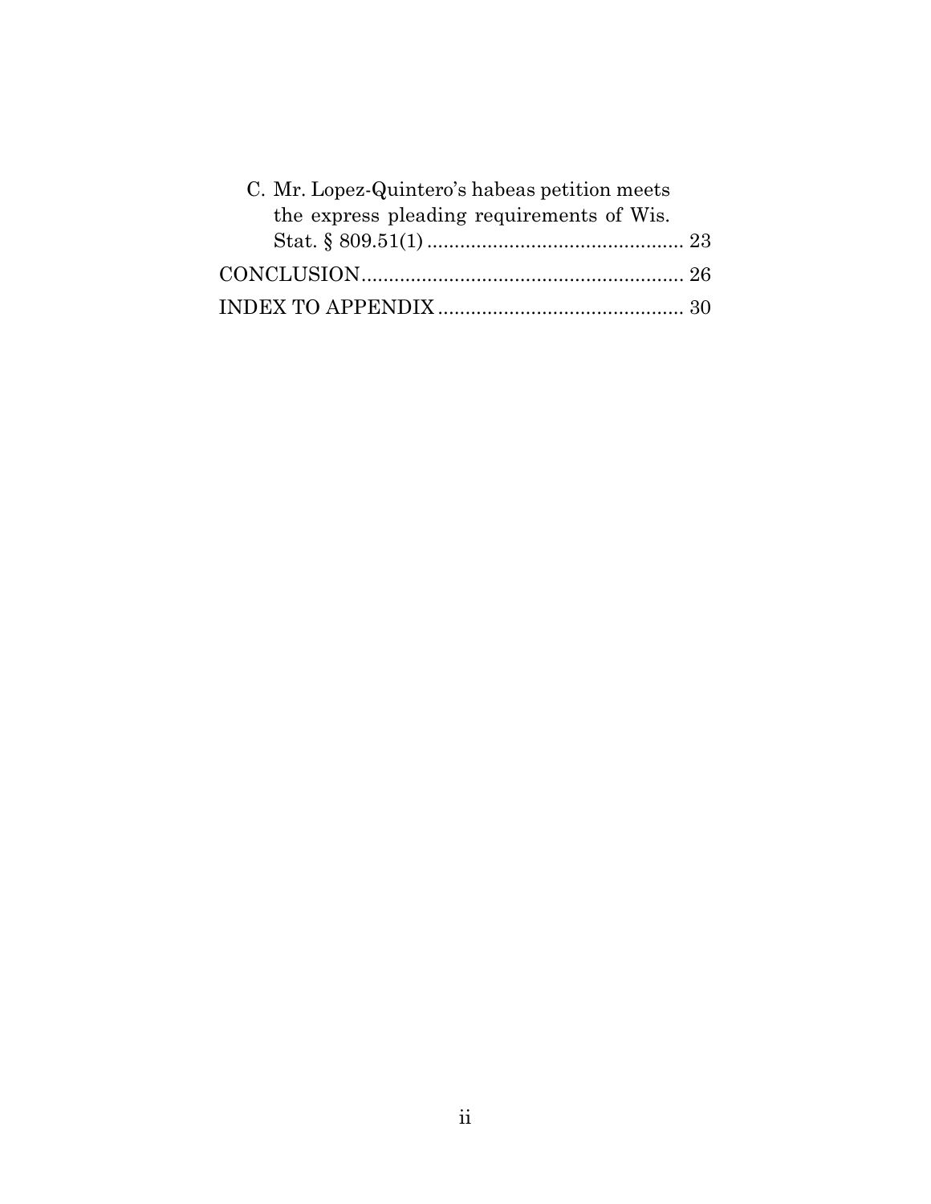C. Mr. Lopez-Quintero's habeas petition meets the express pleading requirements of Wis. Stat. § 809.51(1) ............................................... 23

CONCLUSION ........................................................... 26

INDEX TO APPENDIX ............................................ 30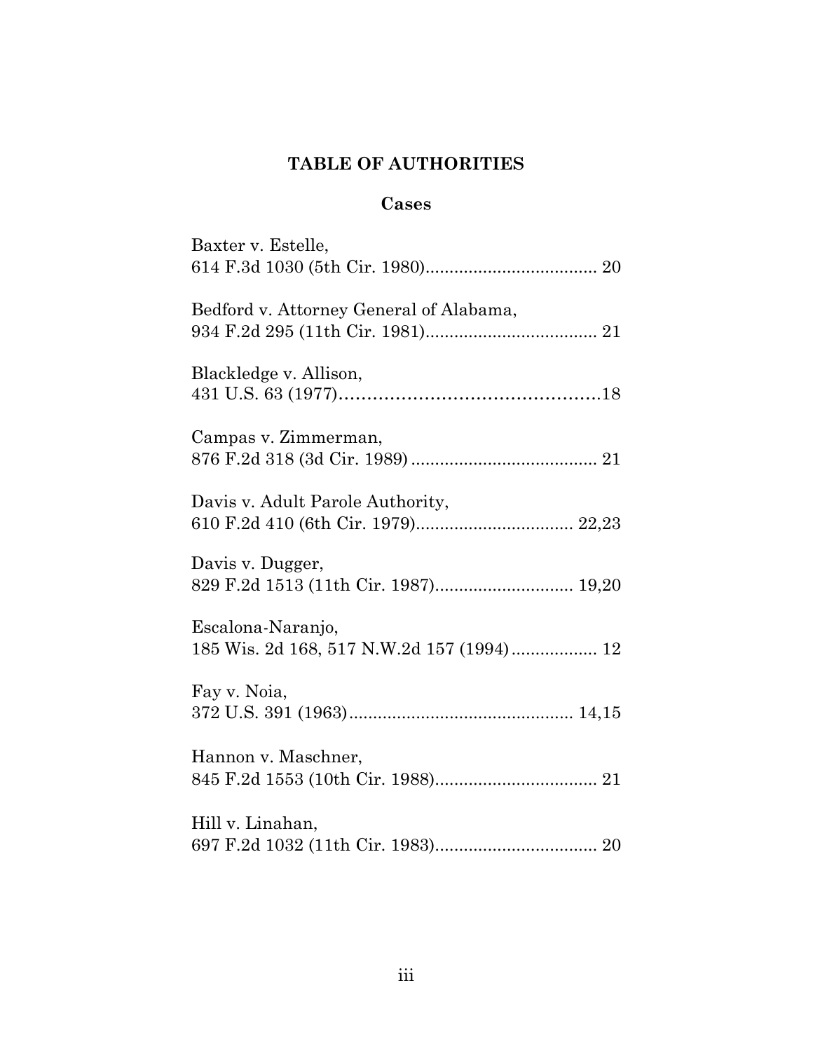# TABLE OF AUTHORITIES

## Cases

Baxter v. Estelle,
614 F.3d 1030 (5th Cir. 1980).................................... 20

Bedford v. Attorney General of Alabama,
934 F.2d 295 (11th Cir. 1981).................................... 21

Blackledge v. Allison,
431 U.S. 63 (1977)…………………………………………18

Campas v. Zimmerman,
876 F.2d 318 (3d Cir. 1989) ....................................... 21

Davis v. Adult Parole Authority,
610 F.2d 410 (6th Cir. 1979)................................. 22,23

Davis v. Dugger,
829 F.2d 1513 (11th Cir. 1987)............................. 19,20

Escalona-Naranjo,
185 Wis. 2d 168, 517 N.W.2d 157 (1994)................. 12

Fay v. Noia,
372 U.S. 391 (1963)............................................... 14,15

Hannon v. Maschner,
845 F.2d 1553 (10th Cir. 1988).................................. 21

Hill v. Linahan,
697 F.2d 1032 (11th Cir. 1983).................................. 20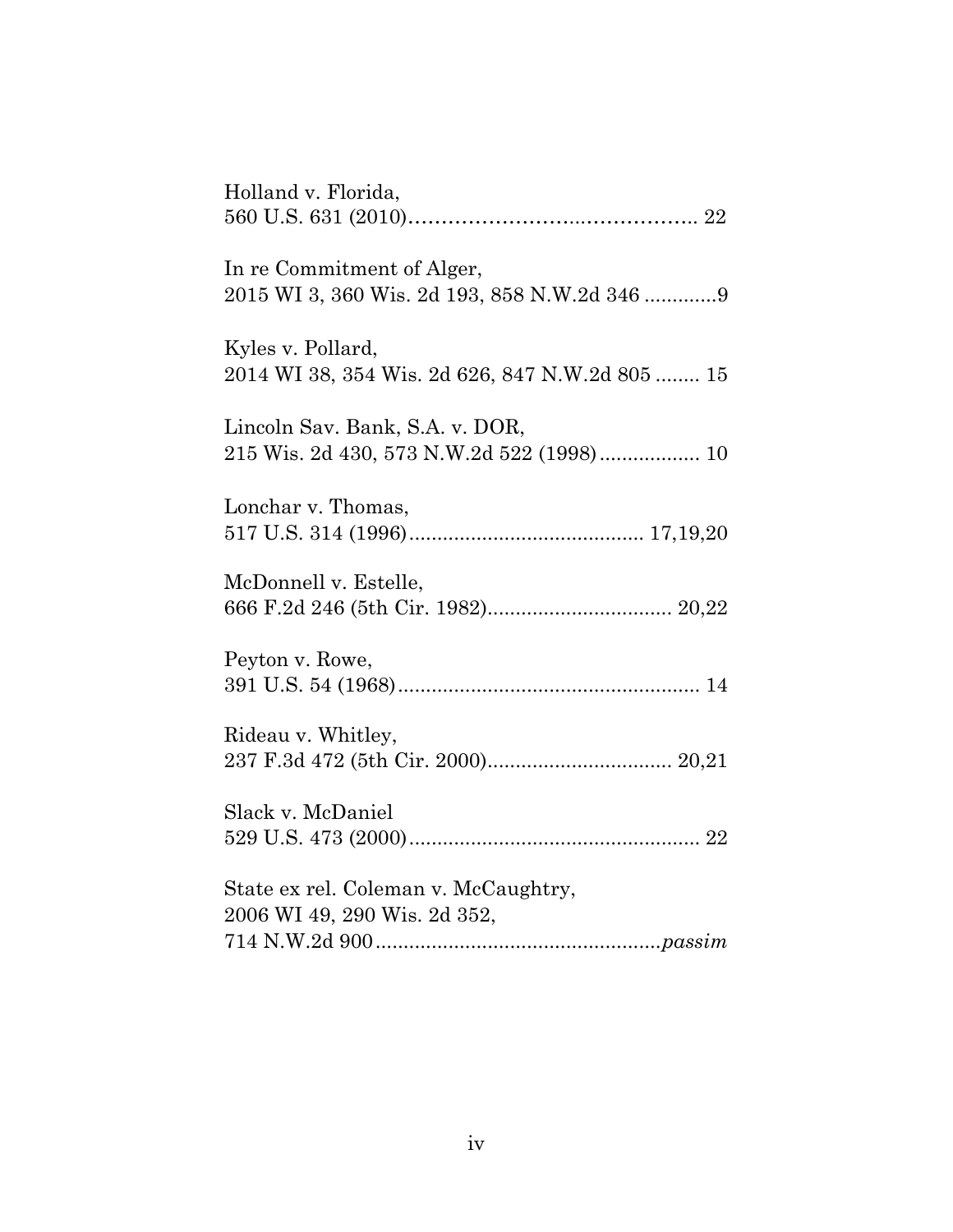Holland v. Florida,
560 U.S. 631 (2010)........................................ 22

In re Commitment of Alger,
2015 WI 3, 360 Wis. 2d 193, 858 N.W.2d 346 .............9

Kyles v. Pollard,
2014 WI 38, 354 Wis. 2d 626, 847 N.W.2d 805 ........ 15

Lincoln Sav. Bank, S.A. v. DOR,
215 Wis. 2d 430, 573 N.W.2d 522 (1998).................. 10

Lonchar v. Thomas,
517 U.S. 314 (1996).......................................... 17,19,20

McDonnell v. Estelle,
666 F.2d 246 (5th Cir. 1982)................................. 20,22

Peyton v. Rowe,
391 U.S. 54 (1968)...................................................... 14

Rideau v. Whitley,
237 F.3d 472 (5th Cir. 2000)................................. 20,21

Slack v. McDaniel
529 U.S. 473 (2000).................................................... 22

State ex rel. Coleman v. McCaughtry,
2006 WI 49, 290 Wis. 2d 352,
714 N.W.2d 900...................................................*passim*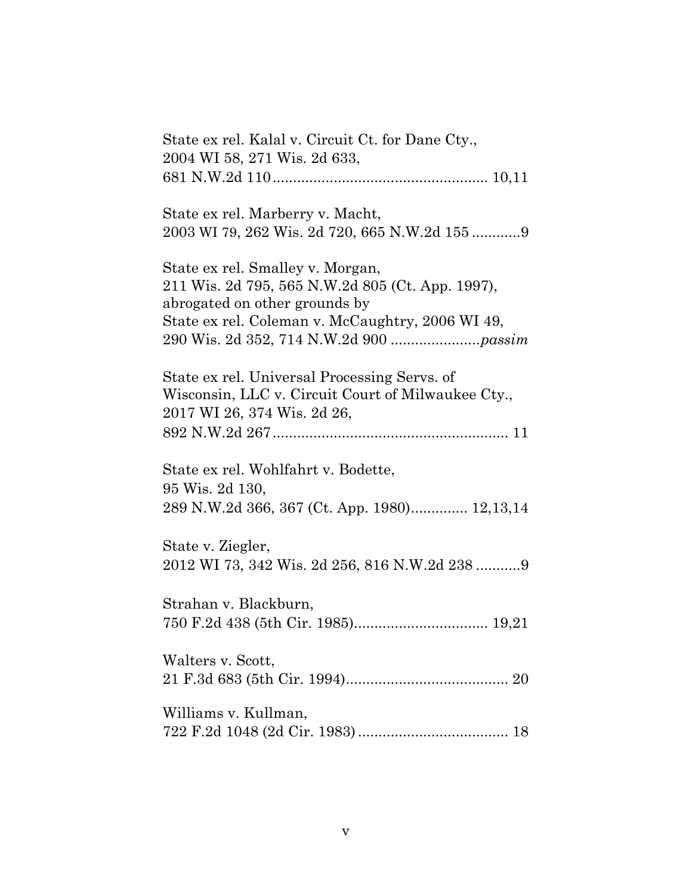State ex rel. Kalal v. Circuit Ct. for Dane Cty.,
2004 WI 58, 271 Wis. 2d 633,
681 N.W.2d 110 ..................................................... 10,11

State ex rel. Marberry v. Macht,
2003 WI 79, 262 Wis. 2d 720, 665 N.W.2d 155 ............9

State ex rel. Smalley v. Morgan,
211 Wis. 2d 795, 565 N.W.2d 805 (Ct. App. 1997),
abrogated on other grounds by
State ex rel. Coleman v. McCaughtry, 2006 WI 49,
290 Wis. 2d 352, 714 N.W.2d 900 ......................*passim*

State ex rel. Universal Processing Servs. of
Wisconsin, LLC v. Circuit Court of Milwaukee Cty.,
2017 WI 26, 374 Wis. 2d 26,
892 N.W.2d 267 .......................................................... 11

State ex rel. Wohlfahrt v. Bodette,
95 Wis. 2d 130,
289 N.W.2d 366, 367 (Ct. App. 1980).............. 12,13,14

State v. Ziegler,
2012 WI 73, 342 Wis. 2d 256, 816 N.W.2d 238 ...........9

Strahan v. Blackburn,
750 F.2d 438 (5th Cir. 1985)................................. 19,21

Walters v. Scott,
21 F.3d 683 (5th Cir. 1994)........................................ 20

Williams v. Kullman,
722 F.2d 1048 (2d Cir. 1983) ..................................... 18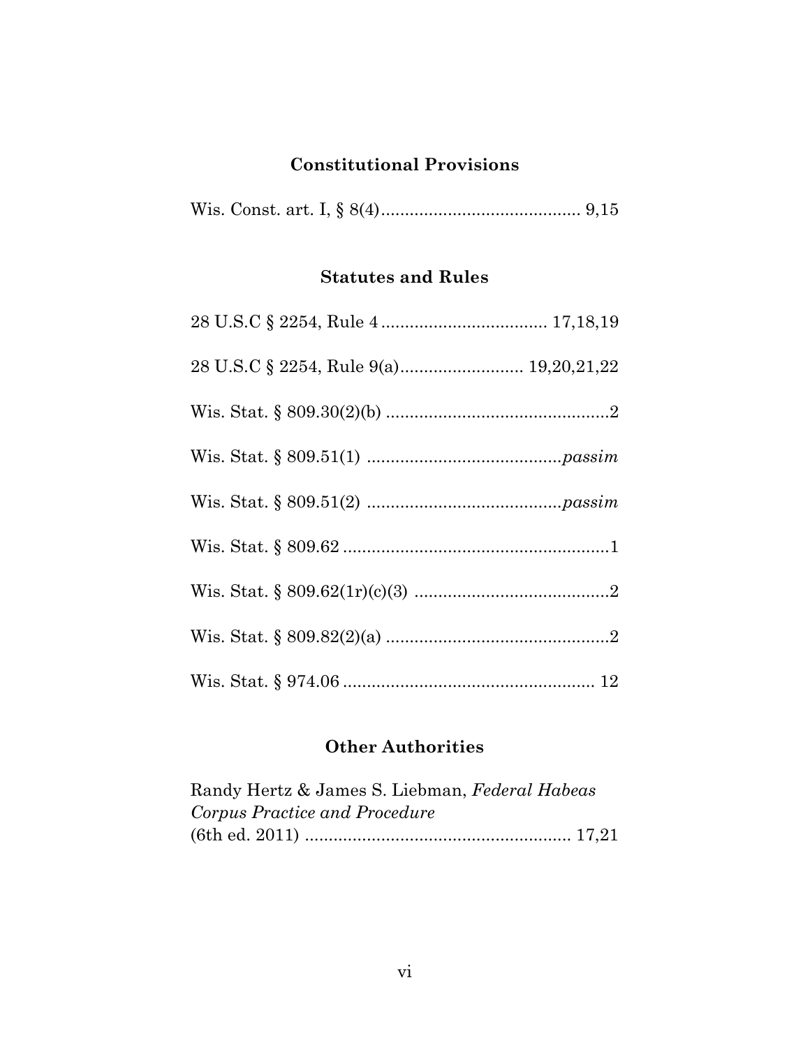## Constitutional Provisions

Wis. Const. art. I, § 8(4).......................................... 9,15

## Statutes and Rules

28 U.S.C § 2254, Rule 4 ................................... 17,18,19

28 U.S.C § 2254, Rule 9(a).......................... 19,20,21,22

Wis. Stat. § 809.30(2)(b) ...............................................2

Wis. Stat. § 809.51(1) .........................................*passim*

Wis. Stat. § 809.51(2) .........................................*passim*

Wis. Stat. § 809.62 ........................................................1

Wis. Stat. § 809.62(1r)(c)(3) .........................................2

Wis. Stat. § 809.82(2)(a) ...............................................2

Wis. Stat. § 974.06 ..................................................... 12

## Other Authorities

Randy Hertz & James S. Liebman, *Federal Habeas Corpus Practice and Procedure* (6th ed. 2011) ....................................................... 17,21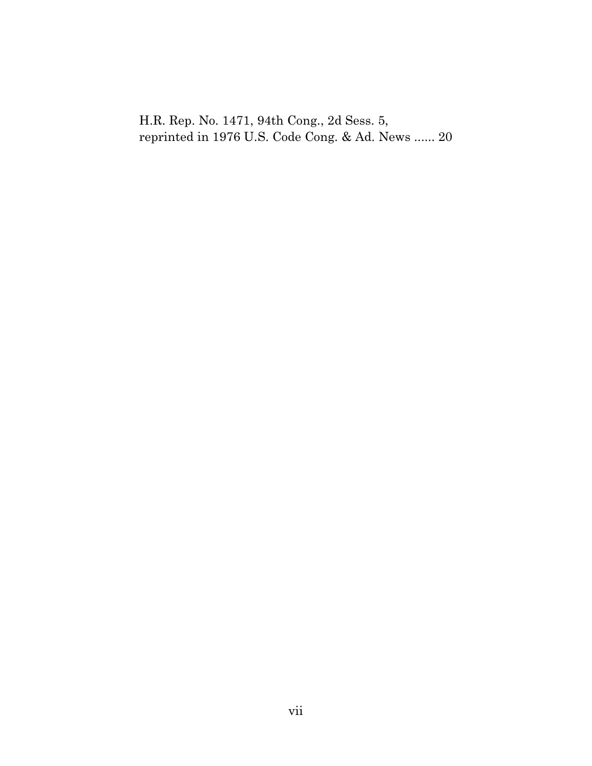H.R. Rep. No. 1471, 94th Cong., 2d Sess. 5, reprinted in 1976 U.S. Code Cong. & Ad. News ...... 20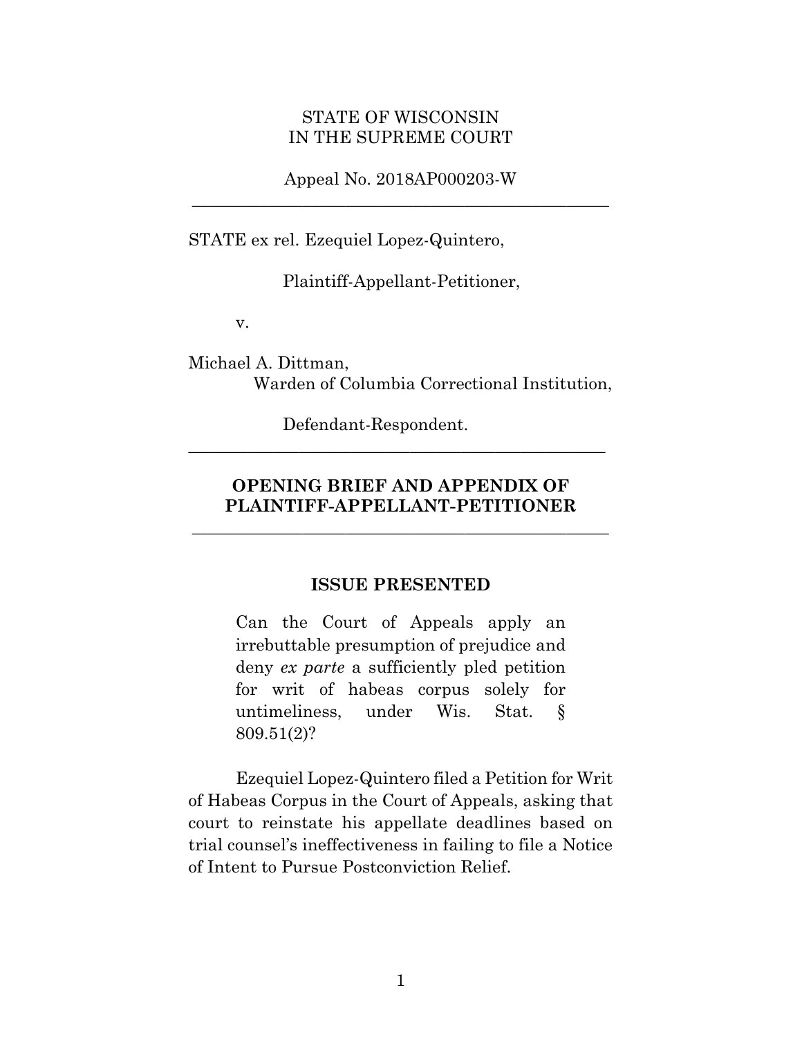STATE OF WISCONSIN
IN THE SUPREME COURT

Appeal No. 2018AP000203-W

---

STATE ex rel. Ezequiel Lopez-Quintero,

Plaintiff-Appellant-Petitioner,

v.

Michael A. Dittman,
Warden of Columbia Correctional Institution,

Defendant-Respondent.

---

**OPENING BRIEF AND APPENDIX OF PLAINTIFF-APPELLANT-PETITIONER**

---

## ISSUE PRESENTED

> Can the Court of Appeals apply an irrebuttable presumption of prejudice and deny *ex parte* a sufficiently pled petition for writ of habeas corpus solely for untimeliness, under Wis. Stat. § 809.51(2)?

Ezequiel Lopez-Quintero filed a Petition for Writ of Habeas Corpus in the Court of Appeals, asking that court to reinstate his appellate deadlines based on trial counsel's ineffectiveness in failing to file a Notice of Intent to Pursue Postconviction Relief.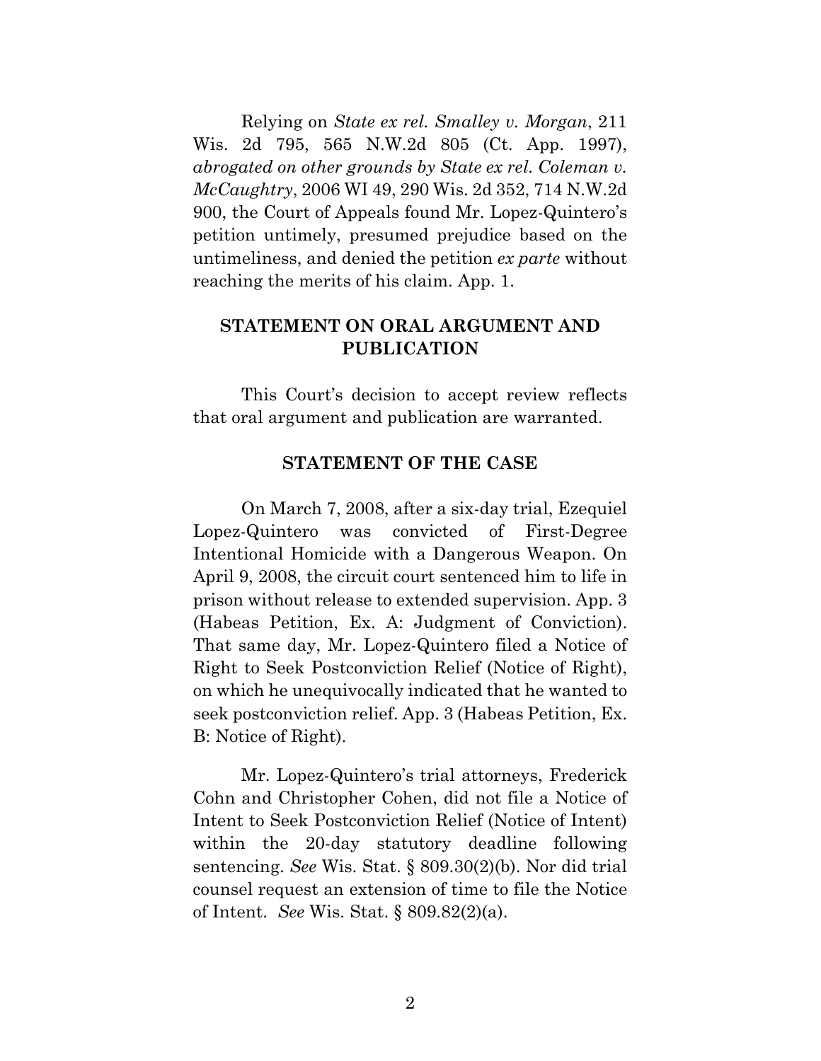Relying on *State ex rel. Smalley v. Morgan*, 211 Wis. 2d 795, 565 N.W.2d 805 (Ct. App. 1997), *abrogated on other grounds by State ex rel. Coleman v. McCaughtry*, 2006 WI 49, 290 Wis. 2d 352, 714 N.W.2d 900, the Court of Appeals found Mr. Lopez-Quintero's petition untimely, presumed prejudice based on the untimeliness, and denied the petition *ex parte* without reaching the merits of his claim. App. 1.

## STATEMENT ON ORAL ARGUMENT AND PUBLICATION

This Court's decision to accept review reflects that oral argument and publication are warranted.

## STATEMENT OF THE CASE

On March 7, 2008, after a six-day trial, Ezequiel Lopez-Quintero was convicted of First-Degree Intentional Homicide with a Dangerous Weapon. On April 9, 2008, the circuit court sentenced him to life in prison without release to extended supervision. App. 3 (Habeas Petition, Ex. A: Judgment of Conviction). That same day, Mr. Lopez-Quintero filed a Notice of Right to Seek Postconviction Relief (Notice of Right), on which he unequivocally indicated that he wanted to seek postconviction relief. App. 3 (Habeas Petition, Ex. B: Notice of Right).

Mr. Lopez-Quintero's trial attorneys, Frederick Cohn and Christopher Cohen, did not file a Notice of Intent to Seek Postconviction Relief (Notice of Intent) within the 20-day statutory deadline following sentencing. *See* Wis. Stat. § 809.30(2)(b). Nor did trial counsel request an extension of time to file the Notice of Intent. *See* Wis. Stat. § 809.82(2)(a).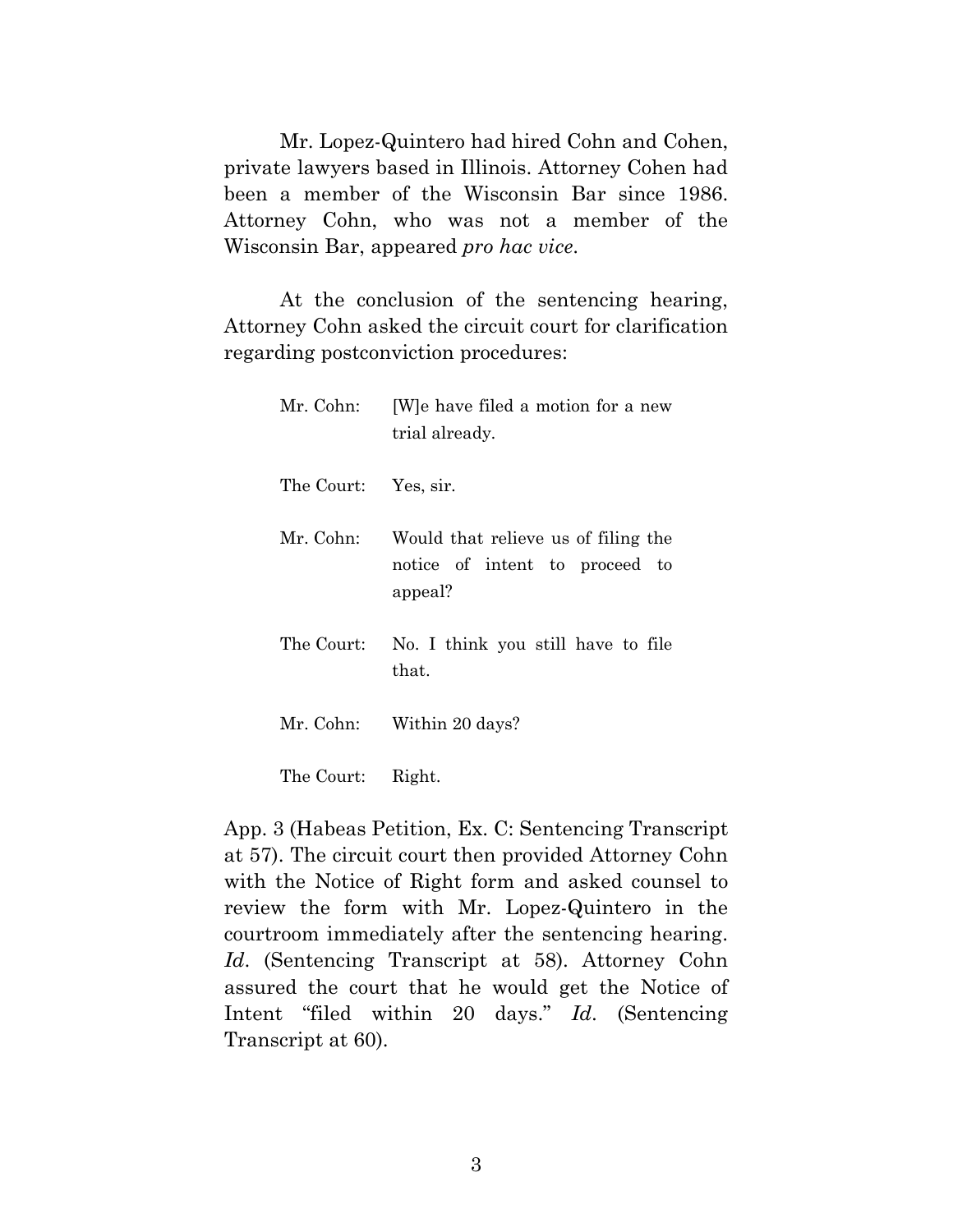Mr. Lopez-Quintero had hired Cohn and Cohen, private lawyers based in Illinois. Attorney Cohen had been a member of the Wisconsin Bar since 1986. Attorney Cohn, who was not a member of the Wisconsin Bar, appeared *pro hac vice*.

At the conclusion of the sentencing hearing, Attorney Cohn asked the circuit court for clarification regarding postconviction procedures:

> Mr. Cohn: [W]e have filed a motion for a new trial already.
>
> The Court: Yes, sir.
>
> Mr. Cohn: Would that relieve us of filing the notice of intent to proceed to appeal?
>
> The Court: No. I think you still have to file that.
>
> Mr. Cohn: Within 20 days?
>
> The Court: Right.

App. 3 (Habeas Petition, Ex. C: Sentencing Transcript at 57). The circuit court then provided Attorney Cohn with the Notice of Right form and asked counsel to review the form with Mr. Lopez-Quintero in the courtroom immediately after the sentencing hearing. *Id*. (Sentencing Transcript at 58). Attorney Cohn assured the court that he would get the Notice of Intent "filed within 20 days." *Id*. (Sentencing Transcript at 60).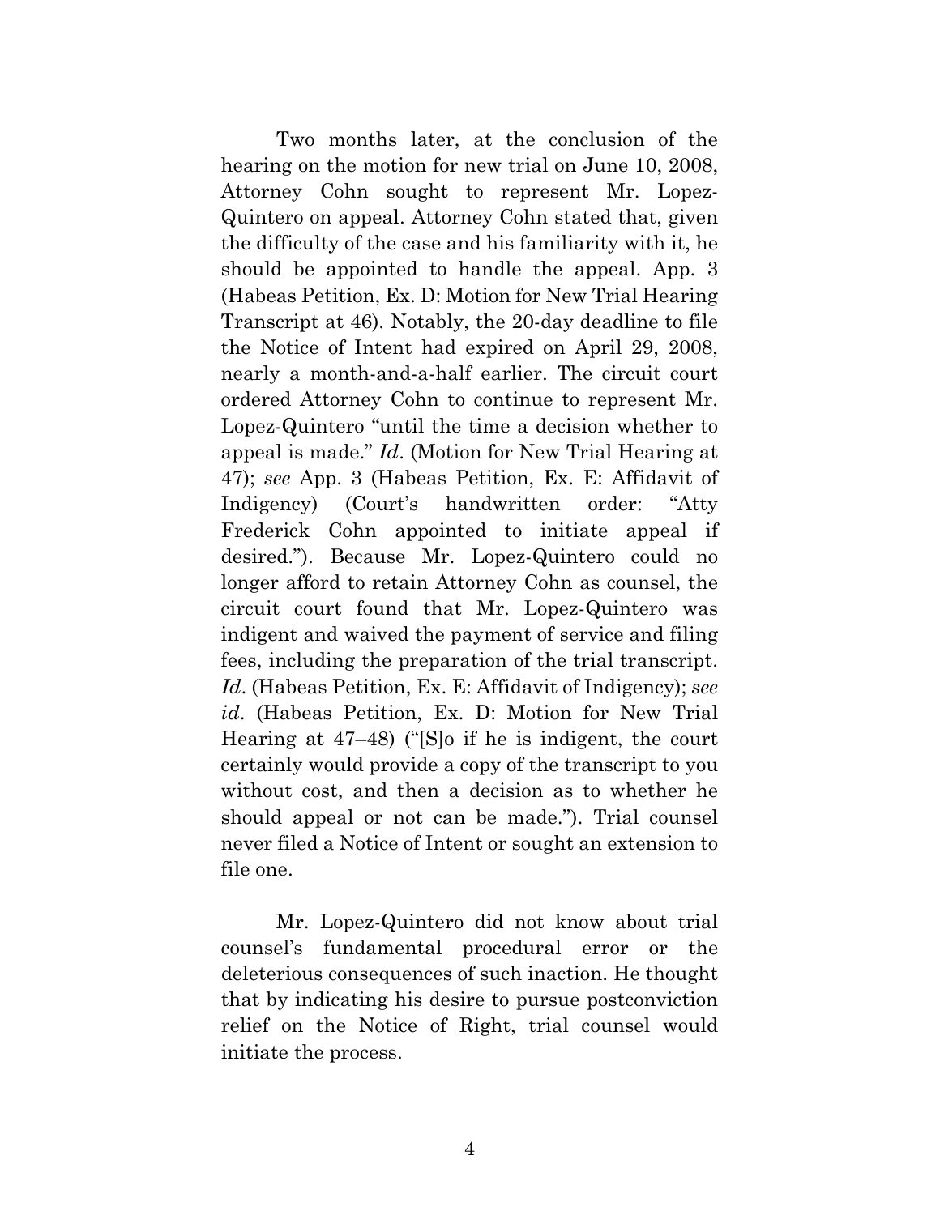Two months later, at the conclusion of the hearing on the motion for new trial on June 10, 2008, Attorney Cohn sought to represent Mr. Lopez-Quintero on appeal. Attorney Cohn stated that, given the difficulty of the case and his familiarity with it, he should be appointed to handle the appeal. App. 3 (Habeas Petition, Ex. D: Motion for New Trial Hearing Transcript at 46). Notably, the 20-day deadline to file the Notice of Intent had expired on April 29, 2008, nearly a month-and-a-half earlier. The circuit court ordered Attorney Cohn to continue to represent Mr. Lopez-Quintero "until the time a decision whether to appeal is made." *Id*. (Motion for New Trial Hearing at 47); *see* App. 3 (Habeas Petition, Ex. E: Affidavit of Indigency) (Court's handwritten order: "Atty Frederick Cohn appointed to initiate appeal if desired."). Because Mr. Lopez-Quintero could no longer afford to retain Attorney Cohn as counsel, the circuit court found that Mr. Lopez-Quintero was indigent and waived the payment of service and filing fees, including the preparation of the trial transcript. *Id*. (Habeas Petition, Ex. E: Affidavit of Indigency); *see id*. (Habeas Petition, Ex. D: Motion for New Trial Hearing at 47–48) ("[S]o if he is indigent, the court certainly would provide a copy of the transcript to you without cost, and then a decision as to whether he should appeal or not can be made."). Trial counsel never filed a Notice of Intent or sought an extension to file one.

Mr. Lopez-Quintero did not know about trial counsel's fundamental procedural error or the deleterious consequences of such inaction. He thought that by indicating his desire to pursue postconviction relief on the Notice of Right, trial counsel would initiate the process.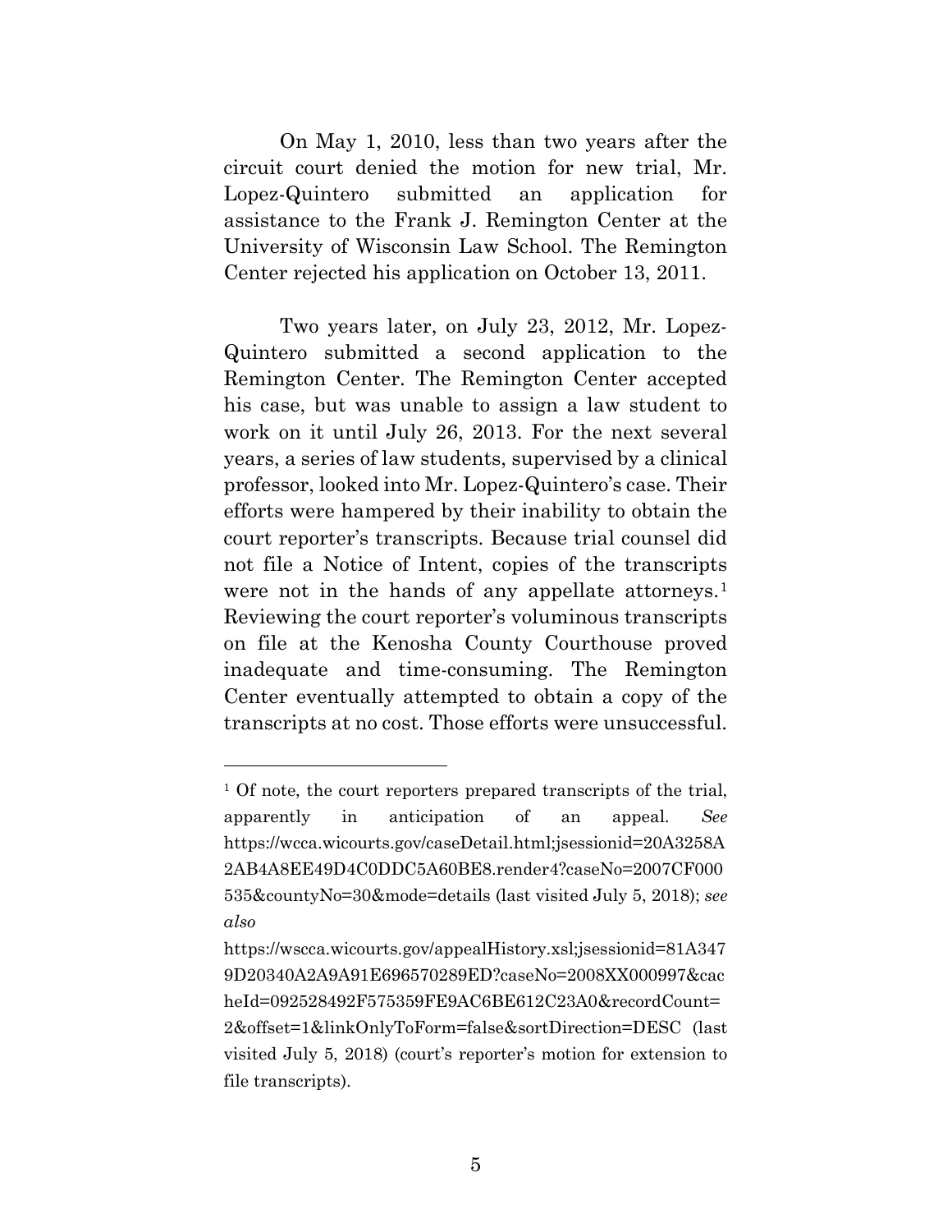On May 1, 2010, less than two years after the circuit court denied the motion for new trial, Mr. Lopez-Quintero submitted an application for assistance to the Frank J. Remington Center at the University of Wisconsin Law School. The Remington Center rejected his application on October 13, 2011.

Two years later, on July 23, 2012, Mr. Lopez-Quintero submitted a second application to the Remington Center. The Remington Center accepted his case, but was unable to assign a law student to work on it until July 26, 2013. For the next several years, a series of law students, supervised by a clinical professor, looked into Mr. Lopez-Quintero's case. Their efforts were hampered by their inability to obtain the court reporter's transcripts. Because trial counsel did not file a Notice of Intent, copies of the transcripts were not in the hands of any appellate attorneys.[1] Reviewing the court reporter's voluminous transcripts on file at the Kenosha County Courthouse proved inadequate and time-consuming. The Remington Center eventually attempted to obtain a copy of the transcripts at no cost. Those efforts were unsuccessful.

---

[1] Of note, the court reporters prepared transcripts of the trial, apparently in anticipation of an appeal. *See* https://wcca.wicourts.gov/caseDetail.html;jsessionid=20A3258A2AB4A8EE49D4C0DDC5A60BE8.render4?caseNo=2007CF000535&countyNo=30&mode=details (last visited July 5, 2018); *see also* https://wscca.wicourts.gov/appealHistory.xsl;jsessionid=81A3479D20340A2A9A91E696570289ED?caseNo=2008XX000997&cacheId=092528492F575359FE9AC6BE612C23A0&recordCount=2&offset=1&linkOnlyToForm=false&sortDirection=DESC (last visited July 5, 2018) (court's reporter's motion for extension to file transcripts).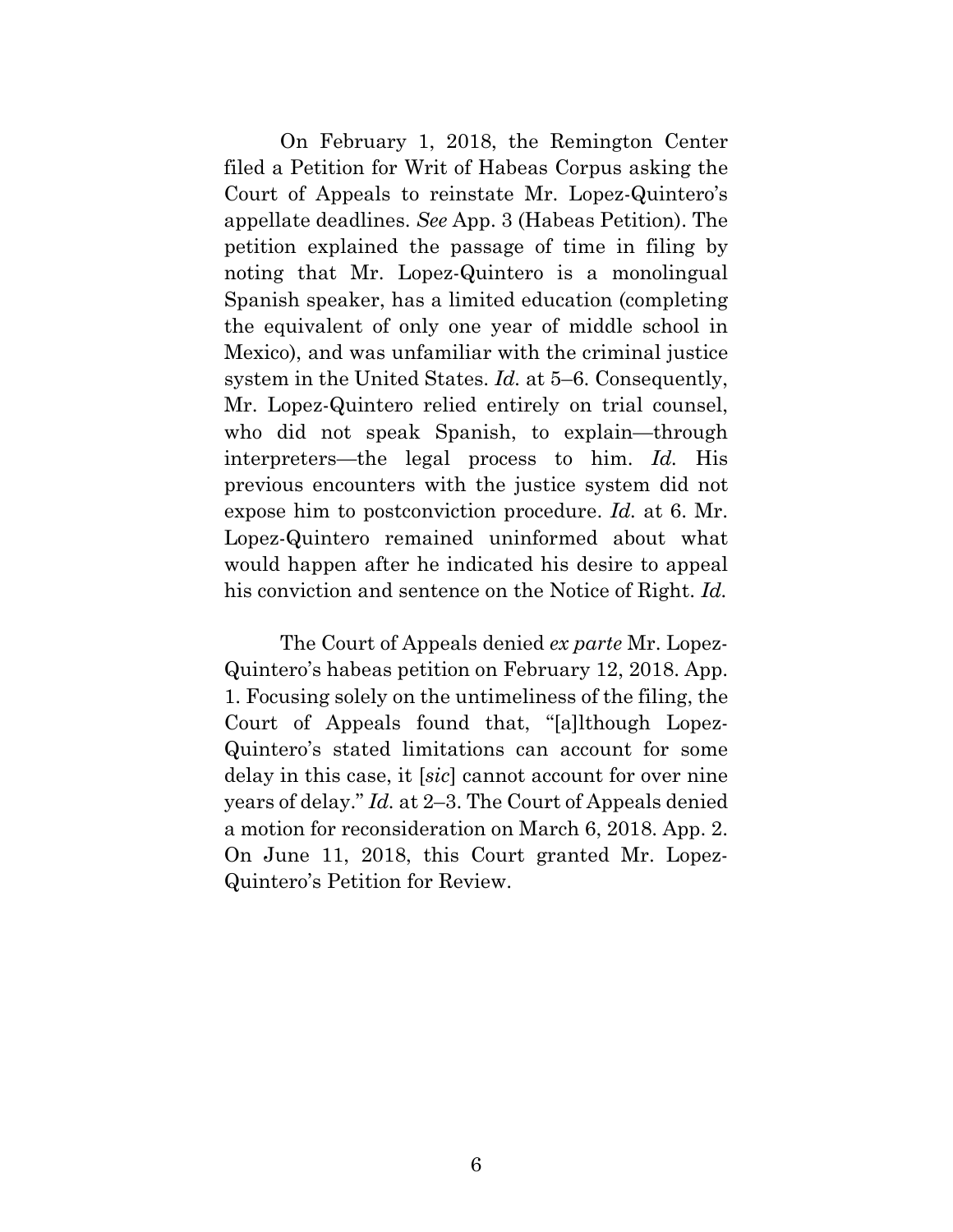On February 1, 2018, the Remington Center filed a Petition for Writ of Habeas Corpus asking the Court of Appeals to reinstate Mr. Lopez-Quintero's appellate deadlines. *See* App. 3 (Habeas Petition). The petition explained the passage of time in filing by noting that Mr. Lopez-Quintero is a monolingual Spanish speaker, has a limited education (completing the equivalent of only one year of middle school in Mexico), and was unfamiliar with the criminal justice system in the United States. *Id.* at 5–6. Consequently, Mr. Lopez-Quintero relied entirely on trial counsel, who did not speak Spanish, to explain—through interpreters—the legal process to him. *Id.* His previous encounters with the justice system did not expose him to postconviction procedure. *Id.* at 6. Mr. Lopez-Quintero remained uninformed about what would happen after he indicated his desire to appeal his conviction and sentence on the Notice of Right. *Id.*

The Court of Appeals denied *ex parte* Mr. Lopez-Quintero's habeas petition on February 12, 2018. App. 1. Focusing solely on the untimeliness of the filing, the Court of Appeals found that, "[a]lthough Lopez-Quintero's stated limitations can account for some delay in this case, it [*sic*] cannot account for over nine years of delay." *Id.* at 2–3. The Court of Appeals denied a motion for reconsideration on March 6, 2018. App. 2. On June 11, 2018, this Court granted Mr. Lopez-Quintero's Petition for Review.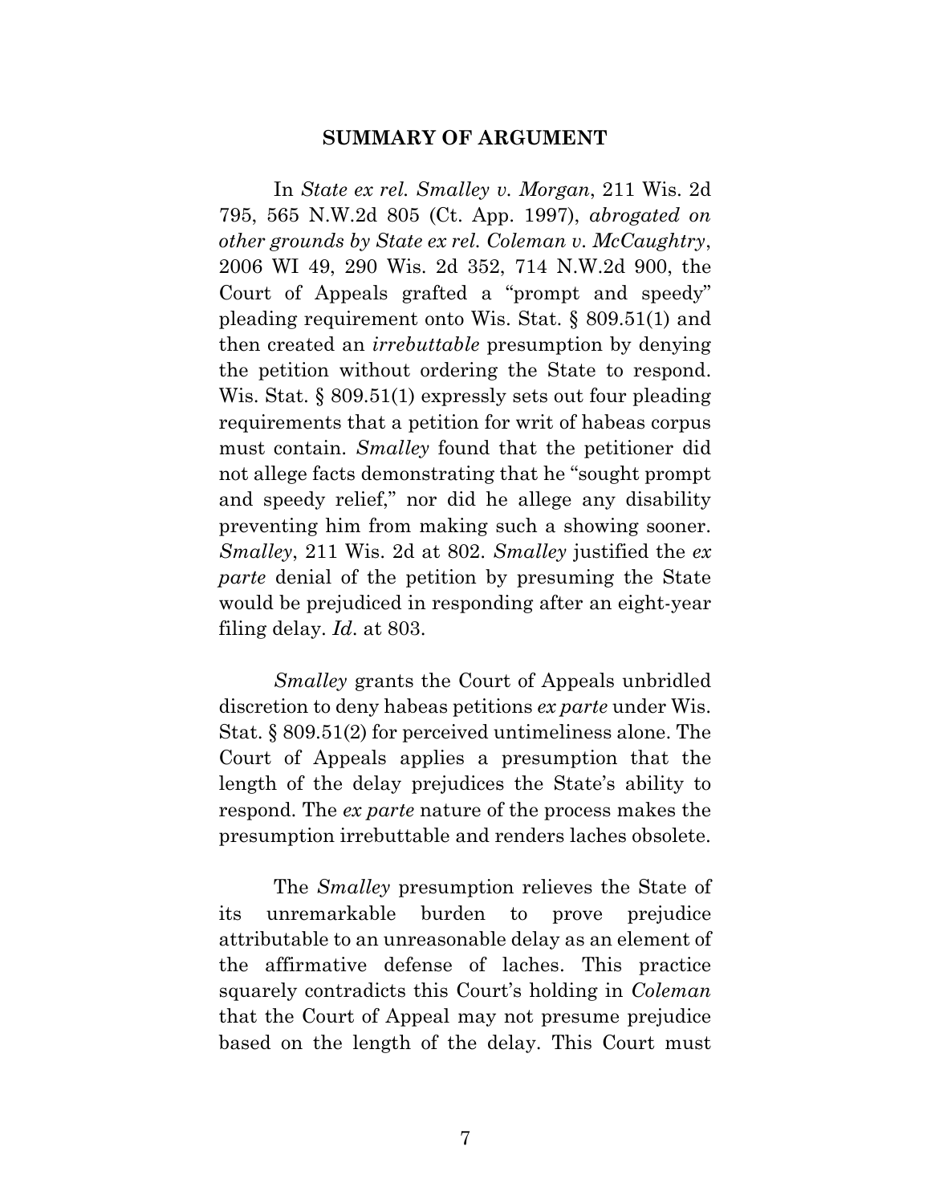## SUMMARY OF ARGUMENT

In *State ex rel. Smalley v. Morgan*, 211 Wis. 2d 795, 565 N.W.2d 805 (Ct. App. 1997), *abrogated on other grounds by State ex rel. Coleman v. McCaughtry*, 2006 WI 49, 290 Wis. 2d 352, 714 N.W.2d 900, the Court of Appeals grafted a "prompt and speedy" pleading requirement onto Wis. Stat. § 809.51(1) and then created an *irrebuttable* presumption by denying the petition without ordering the State to respond. Wis. Stat. § 809.51(1) expressly sets out four pleading requirements that a petition for writ of habeas corpus must contain. *Smalley* found that the petitioner did not allege facts demonstrating that he "sought prompt and speedy relief," nor did he allege any disability preventing him from making such a showing sooner. *Smalley*, 211 Wis. 2d at 802. *Smalley* justified the *ex parte* denial of the petition by presuming the State would be prejudiced in responding after an eight-year filing delay. *Id*. at 803.

*Smalley* grants the Court of Appeals unbridled discretion to deny habeas petitions *ex parte* under Wis. Stat. § 809.51(2) for perceived untimeliness alone. The Court of Appeals applies a presumption that the length of the delay prejudices the State's ability to respond. The *ex parte* nature of the process makes the presumption irrebuttable and renders laches obsolete.

The *Smalley* presumption relieves the State of its unremarkable burden to prove prejudice attributable to an unreasonable delay as an element of the affirmative defense of laches. This practice squarely contradicts this Court's holding in *Coleman* that the Court of Appeal may not presume prejudice based on the length of the delay. This Court must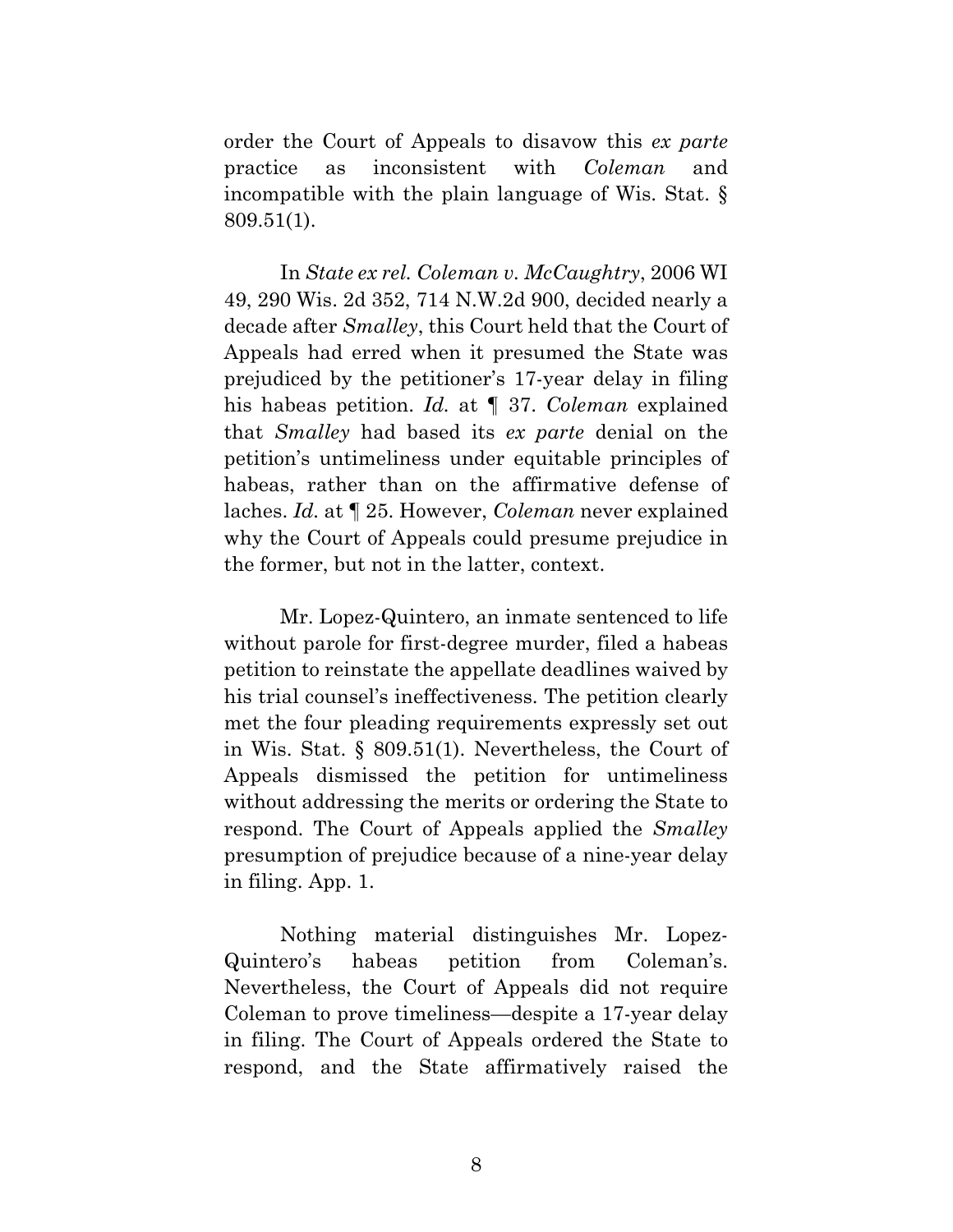order the Court of Appeals to disavow this *ex parte* practice as inconsistent with *Coleman* and incompatible with the plain language of Wis. Stat. § 809.51(1).

In *State ex rel. Coleman v. McCaughtry*, 2006 WI 49, 290 Wis. 2d 352, 714 N.W.2d 900, decided nearly a decade after *Smalley*, this Court held that the Court of Appeals had erred when it presumed the State was prejudiced by the petitioner's 17-year delay in filing his habeas petition. *Id.* at ¶ 37. *Coleman* explained that *Smalley* had based its *ex parte* denial on the petition's untimeliness under equitable principles of habeas, rather than on the affirmative defense of laches. *Id.* at ¶ 25. However, *Coleman* never explained why the Court of Appeals could presume prejudice in the former, but not in the latter, context.

Mr. Lopez-Quintero, an inmate sentenced to life without parole for first-degree murder, filed a habeas petition to reinstate the appellate deadlines waived by his trial counsel's ineffectiveness. The petition clearly met the four pleading requirements expressly set out in Wis. Stat. § 809.51(1). Nevertheless, the Court of Appeals dismissed the petition for untimeliness without addressing the merits or ordering the State to respond. The Court of Appeals applied the *Smalley* presumption of prejudice because of a nine-year delay in filing. App. 1.

Nothing material distinguishes Mr. Lopez-Quintero's habeas petition from Coleman's. Nevertheless, the Court of Appeals did not require Coleman to prove timeliness—despite a 17-year delay in filing. The Court of Appeals ordered the State to respond, and the State affirmatively raised the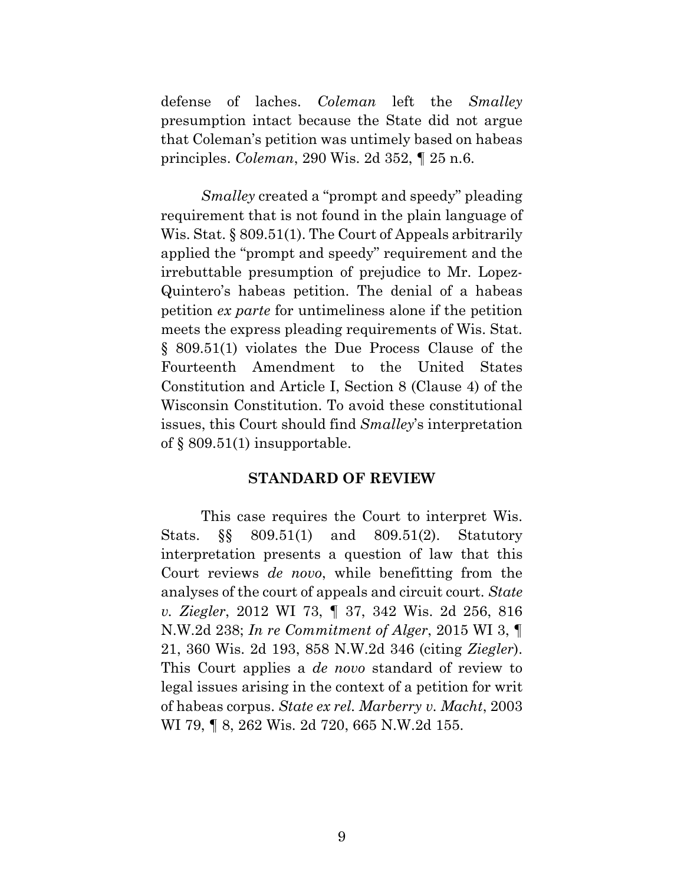defense of laches. *Coleman* left the *Smalley* presumption intact because the State did not argue that Coleman's petition was untimely based on habeas principles. *Coleman*, 290 Wis. 2d 352, ¶ 25 n.6.

*Smalley* created a "prompt and speedy" pleading requirement that is not found in the plain language of Wis. Stat. § 809.51(1). The Court of Appeals arbitrarily applied the "prompt and speedy" requirement and the irrebuttable presumption of prejudice to Mr. Lopez-Quintero's habeas petition. The denial of a habeas petition *ex parte* for untimeliness alone if the petition meets the express pleading requirements of Wis. Stat. § 809.51(1) violates the Due Process Clause of the Fourteenth Amendment to the United States Constitution and Article I, Section 8 (Clause 4) of the Wisconsin Constitution. To avoid these constitutional issues, this Court should find *Smalley*'s interpretation of § 809.51(1) insupportable.

## STANDARD OF REVIEW

This case requires the Court to interpret Wis. Stats. §§ 809.51(1) and 809.51(2). Statutory interpretation presents a question of law that this Court reviews *de novo*, while benefitting from the analyses of the court of appeals and circuit court. *State v. Ziegler*, 2012 WI 73, ¶ 37, 342 Wis. 2d 256, 816 N.W.2d 238; *In re Commitment of Alger*, 2015 WI 3, ¶ 21, 360 Wis. 2d 193, 858 N.W.2d 346 (citing *Ziegler*). This Court applies a *de novo* standard of review to legal issues arising in the context of a petition for writ of habeas corpus. *State ex rel. Marberry v. Macht*, 2003 WI 79, ¶ 8, 262 Wis. 2d 720, 665 N.W.2d 155.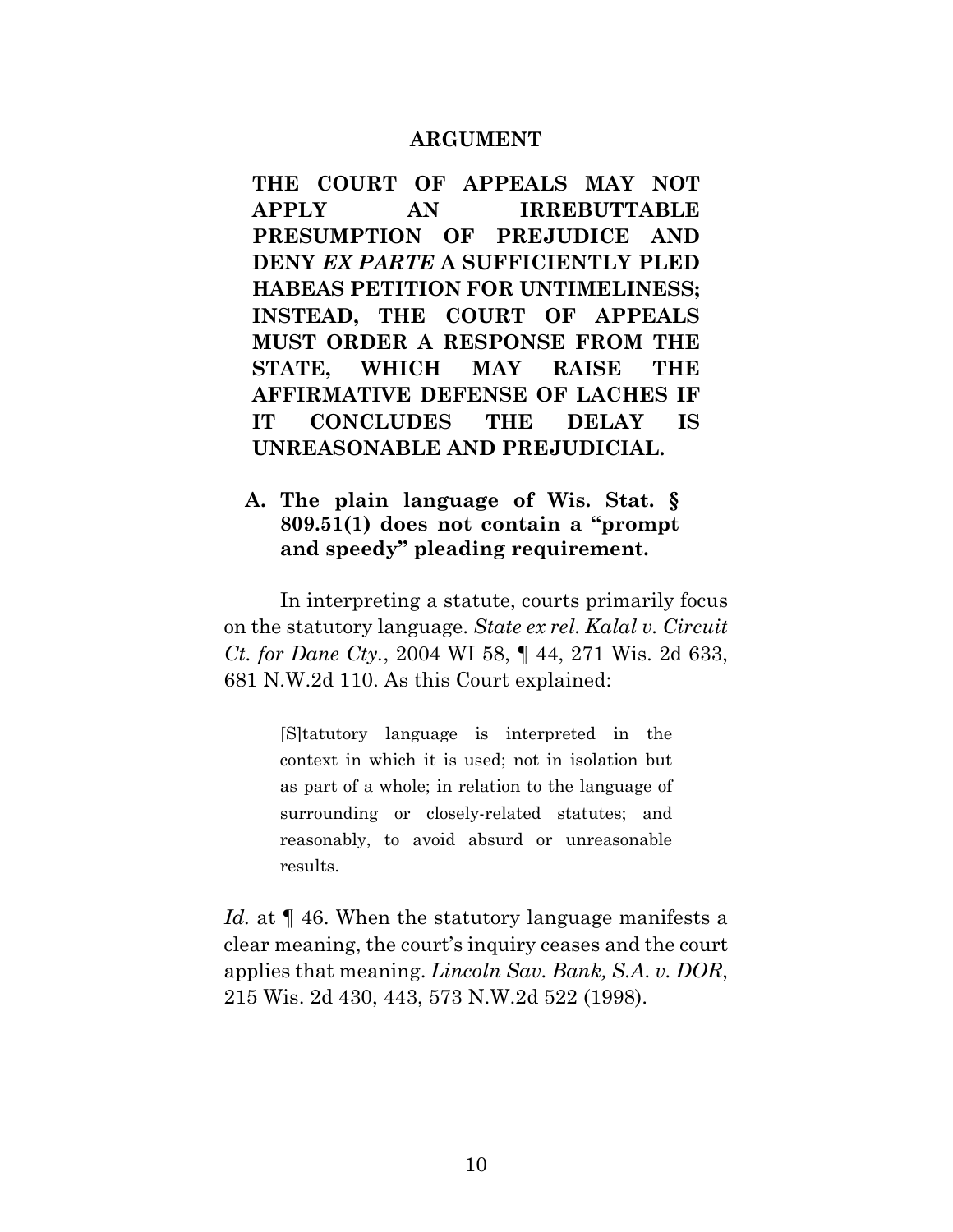## ARGUMENT

**THE COURT OF APPEALS MAY NOT APPLY AN IRREBUTTABLE PRESUMPTION OF PREJUDICE AND DENY *EX PARTE* A SUFFICIENTLY PLED HABEAS PETITION FOR UNTIMELINESS; INSTEAD, THE COURT OF APPEALS MUST ORDER A RESPONSE FROM THE STATE, WHICH MAY RAISE THE AFFIRMATIVE DEFENSE OF LACHES IF IT CONCLUDES THE DELAY IS UNREASONABLE AND PREJUDICIAL.**

### A. The plain language of Wis. Stat. § 809.51(1) does not contain a "prompt and speedy" pleading requirement.

In interpreting a statute, courts primarily focus on the statutory language. *State ex rel. Kalal v. Circuit Ct. for Dane Cty.*, 2004 WI 58, ¶ 44, 271 Wis. 2d 633, 681 N.W.2d 110. As this Court explained:

> [S]tatutory language is interpreted in the context in which it is used; not in isolation but as part of a whole; in relation to the language of surrounding or closely-related statutes; and reasonably, to avoid absurd or unreasonable results.

*Id.* at ¶ 46. When the statutory language manifests a clear meaning, the court's inquiry ceases and the court applies that meaning. *Lincoln Sav. Bank, S.A. v. DOR*, 215 Wis. 2d 430, 443, 573 N.W.2d 522 (1998).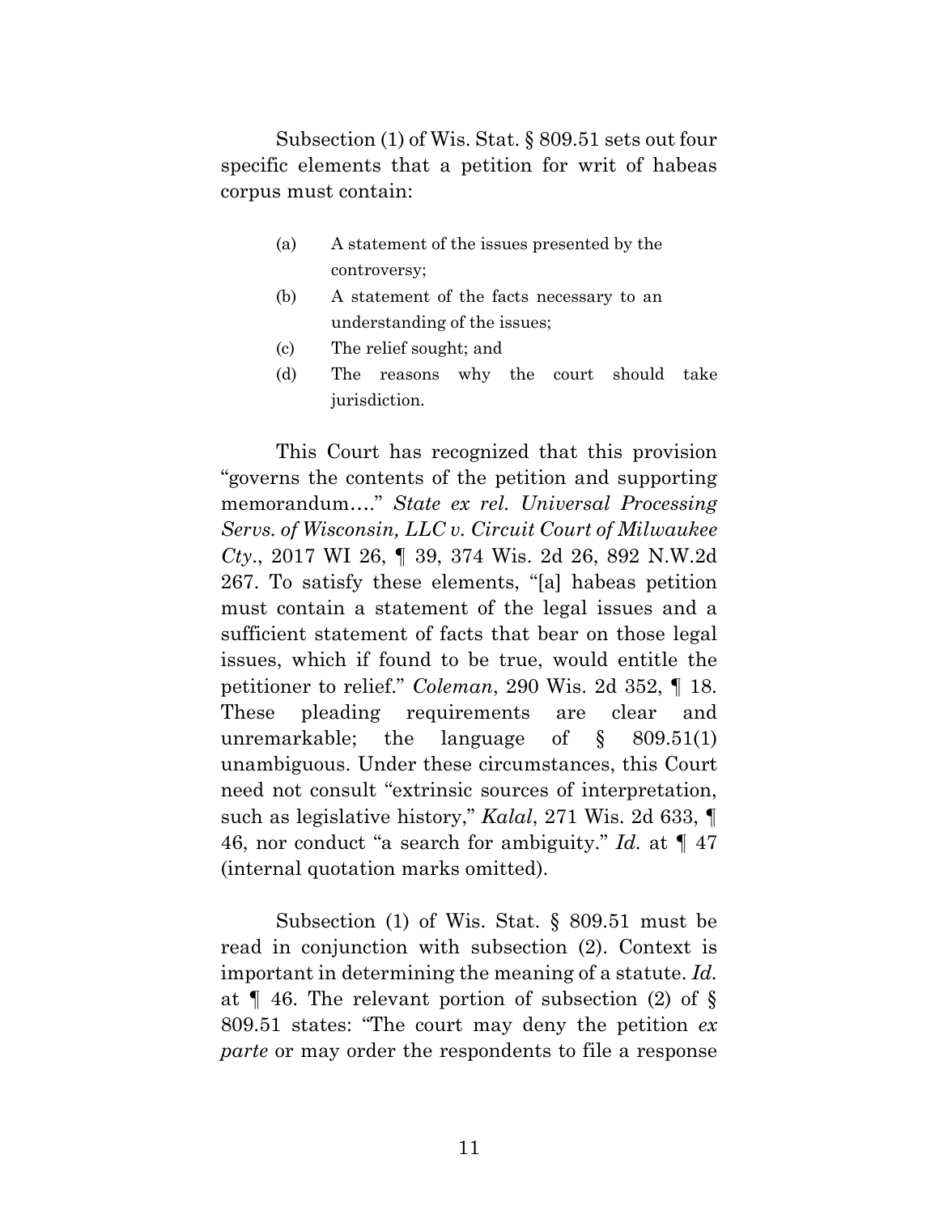Subsection (1) of Wis. Stat. § 809.51 sets out four specific elements that a petition for writ of habeas corpus must contain:

> (a) A statement of the issues presented by the controversy;
>
> (b) A statement of the facts necessary to an understanding of the issues;
>
> (c) The relief sought; and
>
> (d) The reasons why the court should take jurisdiction.

This Court has recognized that this provision "governs the contents of the petition and supporting memorandum…." *State ex rel. Universal Processing Servs. of Wisconsin, LLC v. Circuit Court of Milwaukee Cty.*, 2017 WI 26, ¶ 39, 374 Wis. 2d 26, 892 N.W.2d 267. To satisfy these elements, "[a] habeas petition must contain a statement of the legal issues and a sufficient statement of facts that bear on those legal issues, which if found to be true, would entitle the petitioner to relief." *Coleman*, 290 Wis. 2d 352, ¶ 18. These pleading requirements are clear and unremarkable; the language of § 809.51(1) unambiguous. Under these circumstances, this Court need not consult "extrinsic sources of interpretation, such as legislative history," *Kalal*, 271 Wis. 2d 633, ¶ 46, nor conduct "a search for ambiguity." *Id.* at ¶ 47 (internal quotation marks omitted).

Subsection (1) of Wis. Stat. § 809.51 must be read in conjunction with subsection (2). Context is important in determining the meaning of a statute. *Id.* at ¶ 46. The relevant portion of subsection (2) of § 809.51 states: "The court may deny the petition *ex parte* or may order the respondents to file a response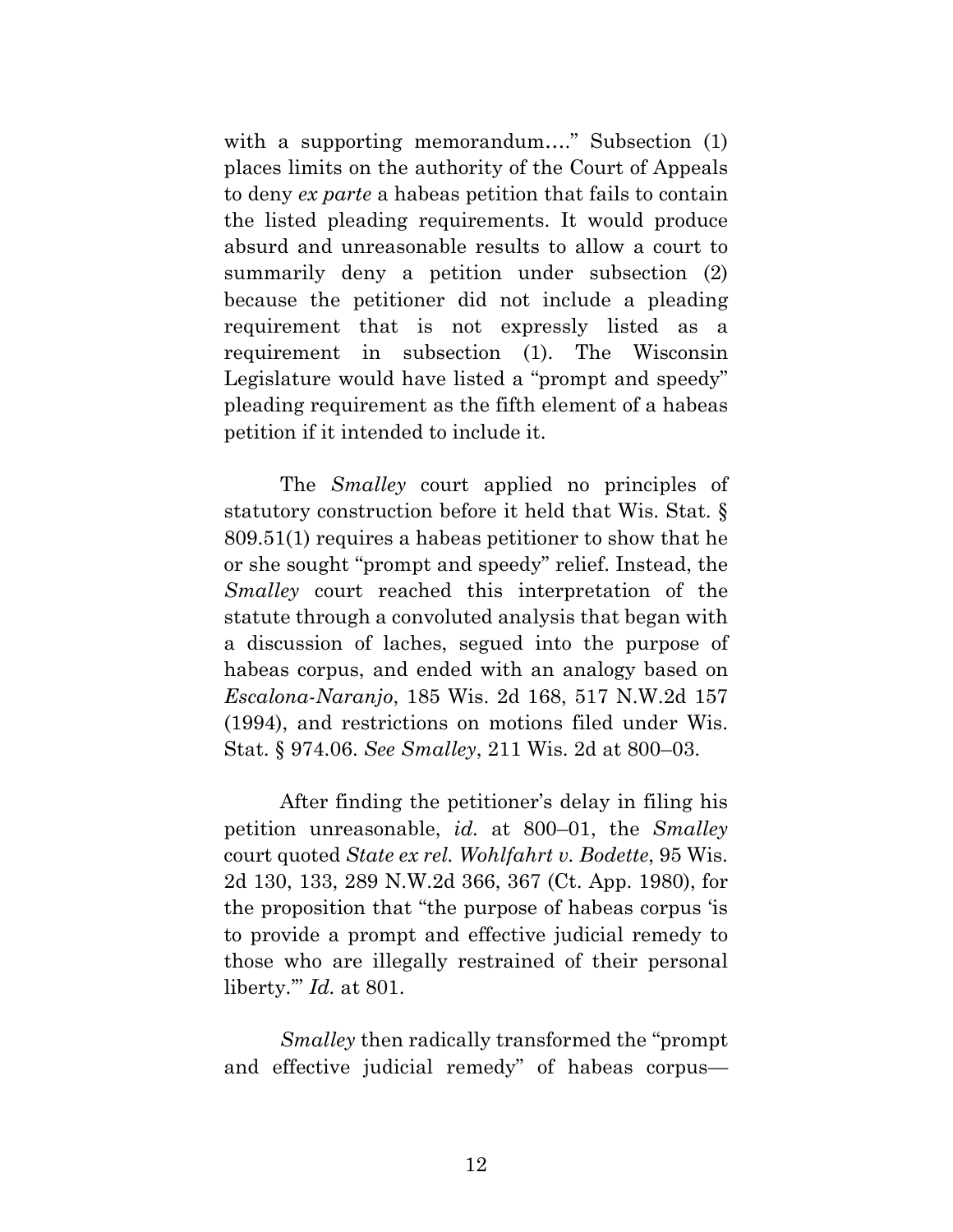with a supporting memorandum…." Subsection (1) places limits on the authority of the Court of Appeals to deny *ex parte* a habeas petition that fails to contain the listed pleading requirements. It would produce absurd and unreasonable results to allow a court to summarily deny a petition under subsection (2) because the petitioner did not include a pleading requirement that is not expressly listed as a requirement in subsection (1). The Wisconsin Legislature would have listed a "prompt and speedy" pleading requirement as the fifth element of a habeas petition if it intended to include it.

The *Smalley* court applied no principles of statutory construction before it held that Wis. Stat. § 809.51(1) requires a habeas petitioner to show that he or she sought "prompt and speedy" relief. Instead, the *Smalley* court reached this interpretation of the statute through a convoluted analysis that began with a discussion of laches, segued into the purpose of habeas corpus, and ended with an analogy based on *Escalona-Naranjo*, 185 Wis. 2d 168, 517 N.W.2d 157 (1994), and restrictions on motions filed under Wis. Stat. § 974.06. *See Smalley*, 211 Wis. 2d at 800–03.

After finding the petitioner's delay in filing his petition unreasonable, *id.* at 800–01, the *Smalley* court quoted *State ex rel. Wohlfahrt v. Bodette*, 95 Wis. 2d 130, 133, 289 N.W.2d 366, 367 (Ct. App. 1980), for the proposition that "the purpose of habeas corpus 'is to provide a prompt and effective judicial remedy to those who are illegally restrained of their personal liberty.'" *Id.* at 801.

*Smalley* then radically transformed the "prompt and effective judicial remedy" of habeas corpus—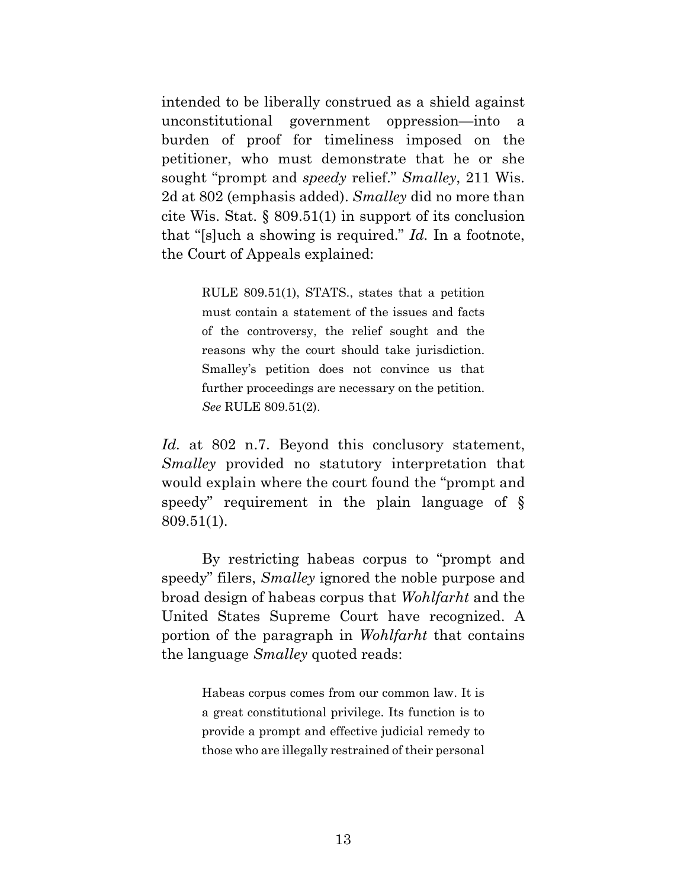intended to be liberally construed as a shield against unconstitutional government oppression—into a burden of proof for timeliness imposed on the petitioner, who must demonstrate that he or she sought "prompt and *speedy* relief." *Smalley*, 211 Wis. 2d at 802 (emphasis added). *Smalley* did no more than cite Wis. Stat. § 809.51(1) in support of its conclusion that "[s]uch a showing is required." *Id.* In a footnote, the Court of Appeals explained:

> RULE 809.51(1), STATS., states that a petition must contain a statement of the issues and facts of the controversy, the relief sought and the reasons why the court should take jurisdiction. Smalley's petition does not convince us that further proceedings are necessary on the petition. *See* RULE 809.51(2).

*Id.* at 802 n.7. Beyond this conclusory statement, *Smalley* provided no statutory interpretation that would explain where the court found the "prompt and speedy" requirement in the plain language of § 809.51(1).

By restricting habeas corpus to "prompt and speedy" filers, *Smalley* ignored the noble purpose and broad design of habeas corpus that *Wohlfarht* and the United States Supreme Court have recognized. A portion of the paragraph in *Wohlfarht* that contains the language *Smalley* quoted reads:

> Habeas corpus comes from our common law. It is a great constitutional privilege. Its function is to provide a prompt and effective judicial remedy to those who are illegally restrained of their personal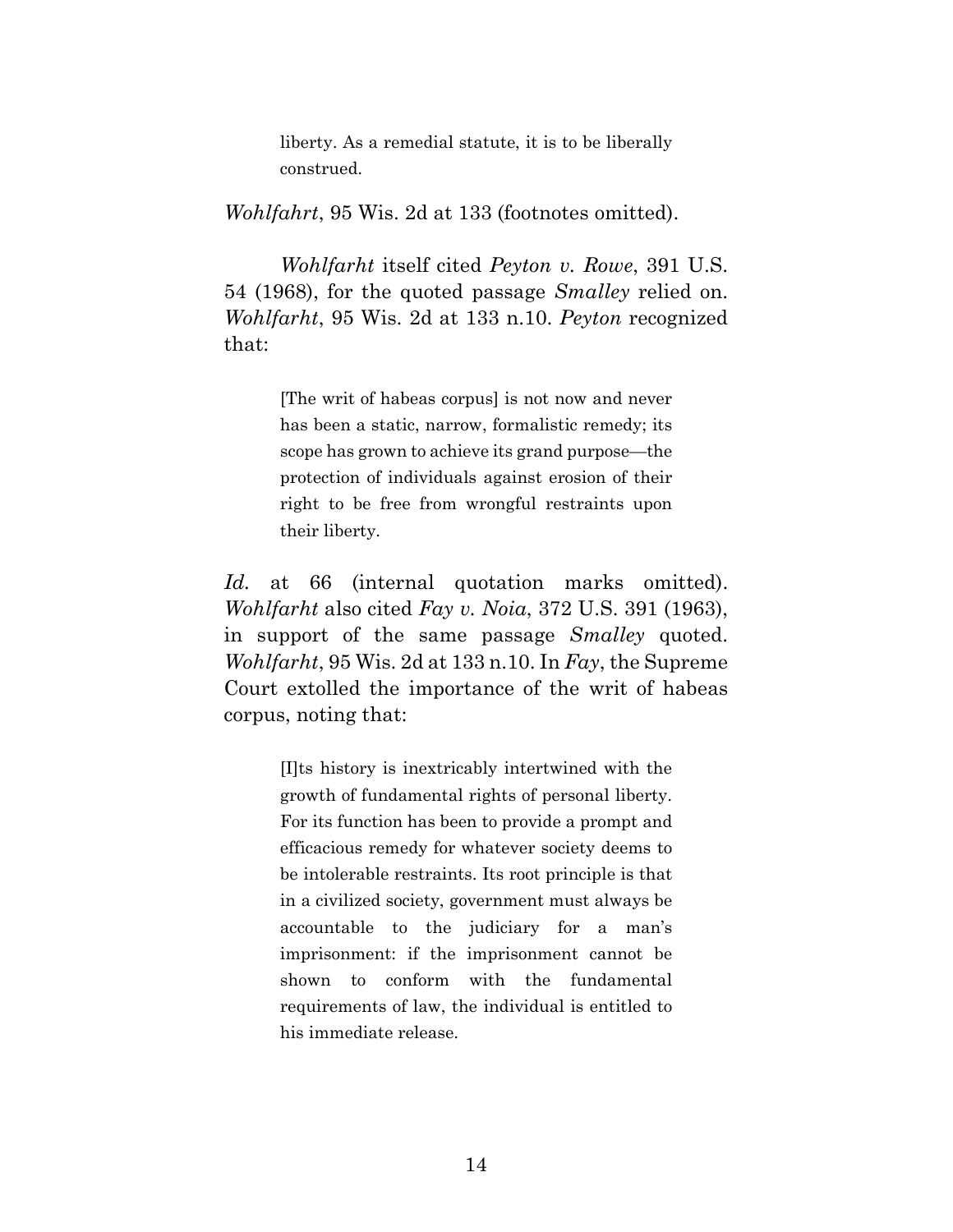> liberty. As a remedial statute, it is to be liberally construed.

*Wohlfahrt*, 95 Wis. 2d at 133 (footnotes omitted).

*Wohlfarht* itself cited *Peyton v. Rowe*, 391 U.S. 54 (1968), for the quoted passage *Smalley* relied on. *Wohlfarht*, 95 Wis. 2d at 133 n.10. *Peyton* recognized that:

> [The writ of habeas corpus] is not now and never has been a static, narrow, formalistic remedy; its scope has grown to achieve its grand purpose—the protection of individuals against erosion of their right to be free from wrongful restraints upon their liberty.

*Id.* at 66 (internal quotation marks omitted). *Wohlfarht* also cited *Fay v. Noia*, 372 U.S. 391 (1963), in support of the same passage *Smalley* quoted. *Wohlfarht*, 95 Wis. 2d at 133 n.10. In *Fay*, the Supreme Court extolled the importance of the writ of habeas corpus, noting that:

> [I]ts history is inextricably intertwined with the growth of fundamental rights of personal liberty. For its function has been to provide a prompt and efficacious remedy for whatever society deems to be intolerable restraints. Its root principle is that in a civilized society, government must always be accountable to the judiciary for a man's imprisonment: if the imprisonment cannot be shown to conform with the fundamental requirements of law, the individual is entitled to his immediate release.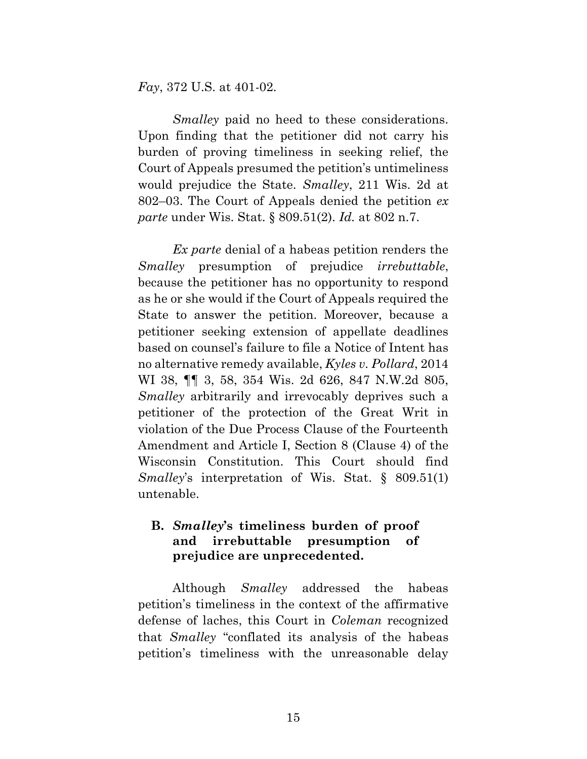*Fay*, 372 U.S. at 401-02.

*Smalley* paid no heed to these considerations. Upon finding that the petitioner did not carry his burden of proving timeliness in seeking relief, the Court of Appeals presumed the petition's untimeliness would prejudice the State. *Smalley*, 211 Wis. 2d at 802–03. The Court of Appeals denied the petition *ex parte* under Wis. Stat. § 809.51(2). *Id.* at 802 n.7.

*Ex parte* denial of a habeas petition renders the *Smalley* presumption of prejudice *irrebuttable*, because the petitioner has no opportunity to respond as he or she would if the Court of Appeals required the State to answer the petition. Moreover, because a petitioner seeking extension of appellate deadlines based on counsel's failure to file a Notice of Intent has no alternative remedy available, *Kyles v. Pollard*, 2014 WI 38, ¶¶ 3, 58, 354 Wis. 2d 626, 847 N.W.2d 805, *Smalley* arbitrarily and irrevocably deprives such a petitioner of the protection of the Great Writ in violation of the Due Process Clause of the Fourteenth Amendment and Article I, Section 8 (Clause 4) of the Wisconsin Constitution. This Court should find *Smalley*'s interpretation of Wis. Stat. § 809.51(1) untenable.

### B. *Smalley*'s timeliness burden of proof and irrebuttable presumption of prejudice are unprecedented.

Although *Smalley* addressed the habeas petition's timeliness in the context of the affirmative defense of laches, this Court in *Coleman* recognized that *Smalley* "conflated its analysis of the habeas petition's timeliness with the unreasonable delay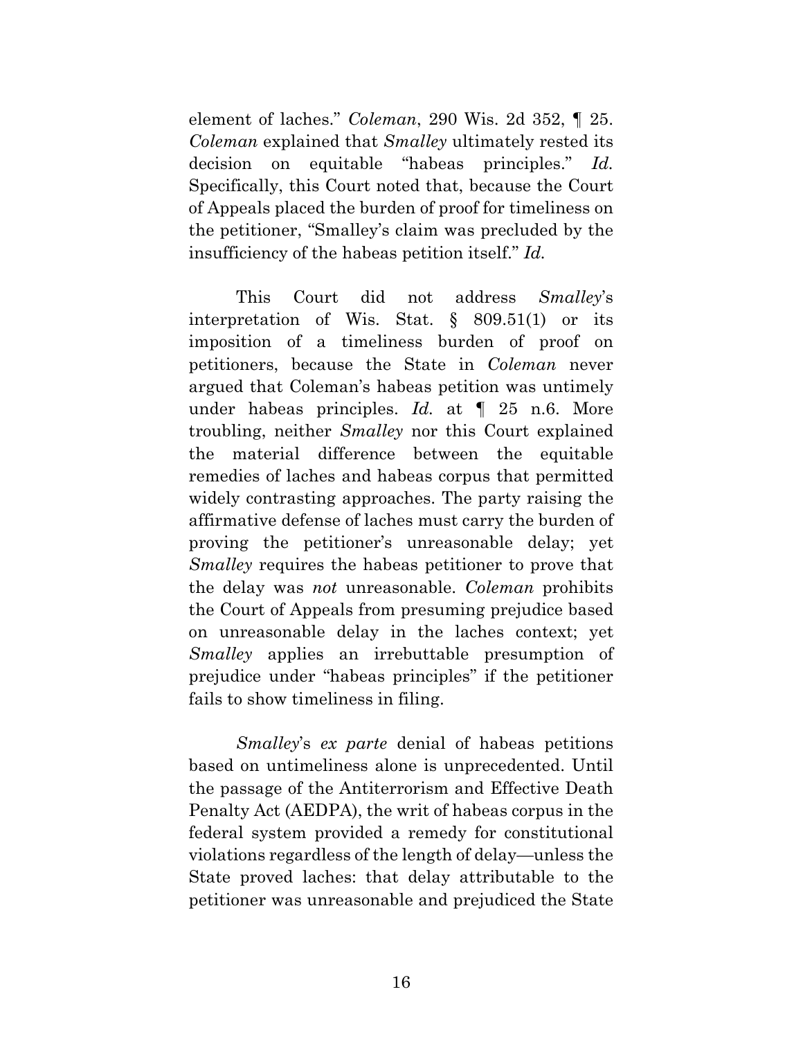element of laches." *Coleman*, 290 Wis. 2d 352, ¶ 25. *Coleman* explained that *Smalley* ultimately rested its decision on equitable "habeas principles." *Id.* Specifically, this Court noted that, because the Court of Appeals placed the burden of proof for timeliness on the petitioner, "Smalley's claim was precluded by the insufficiency of the habeas petition itself." *Id.*

This Court did not address *Smalley*'s interpretation of Wis. Stat. § 809.51(1) or its imposition of a timeliness burden of proof on petitioners, because the State in *Coleman* never argued that Coleman's habeas petition was untimely under habeas principles. *Id.* at ¶ 25 n.6. More troubling, neither *Smalley* nor this Court explained the material difference between the equitable remedies of laches and habeas corpus that permitted widely contrasting approaches. The party raising the affirmative defense of laches must carry the burden of proving the petitioner's unreasonable delay; yet *Smalley* requires the habeas petitioner to prove that the delay was *not* unreasonable. *Coleman* prohibits the Court of Appeals from presuming prejudice based on unreasonable delay in the laches context; yet *Smalley* applies an irrebuttable presumption of prejudice under "habeas principles" if the petitioner fails to show timeliness in filing.

*Smalley*'s *ex parte* denial of habeas petitions based on untimeliness alone is unprecedented. Until the passage of the Antiterrorism and Effective Death Penalty Act (AEDPA), the writ of habeas corpus in the federal system provided a remedy for constitutional violations regardless of the length of delay—unless the State proved laches: that delay attributable to the petitioner was unreasonable and prejudiced the State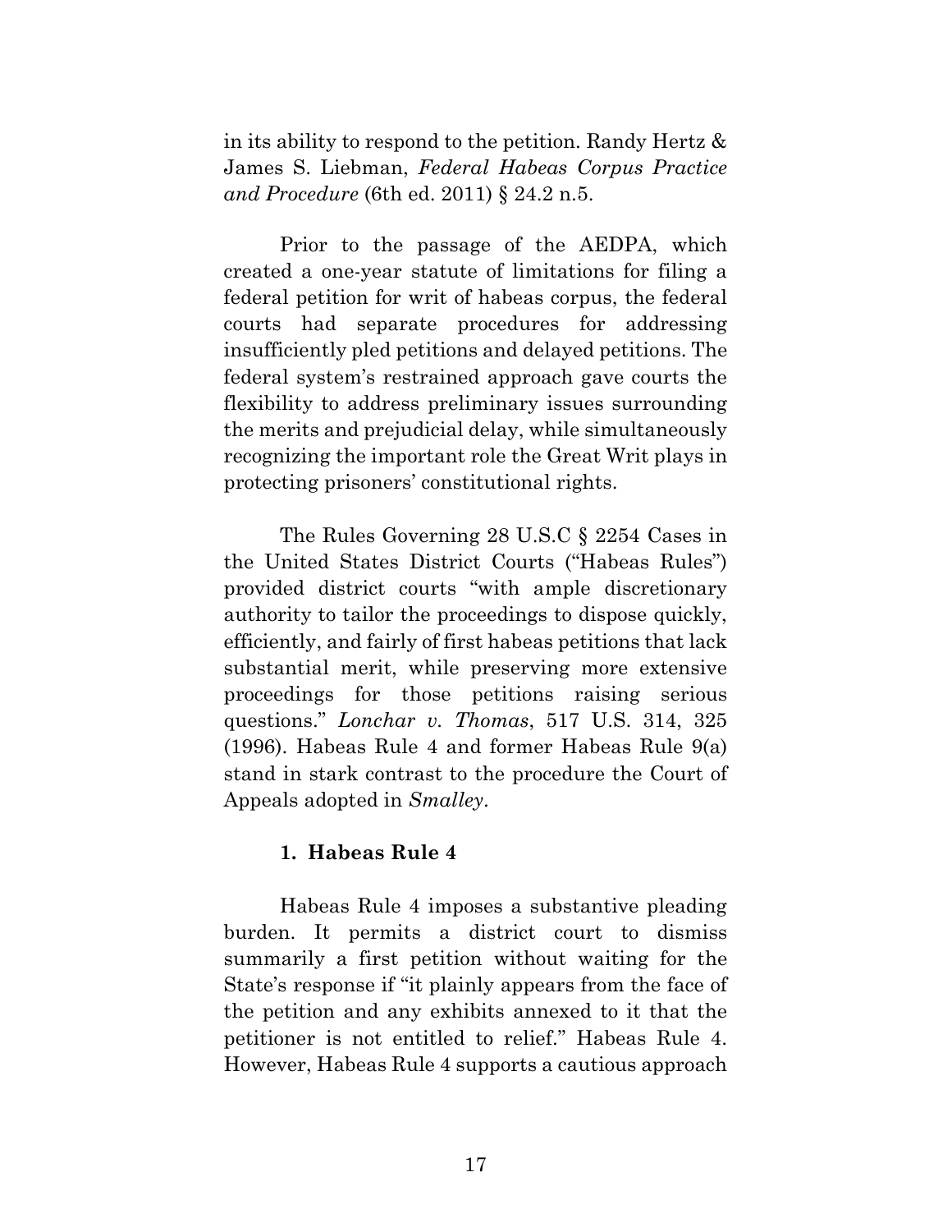in its ability to respond to the petition. Randy Hertz & James S. Liebman, *Federal Habeas Corpus Practice and Procedure* (6th ed. 2011) § 24.2 n.5.

Prior to the passage of the AEDPA, which created a one-year statute of limitations for filing a federal petition for writ of habeas corpus, the federal courts had separate procedures for addressing insufficiently pled petitions and delayed petitions. The federal system's restrained approach gave courts the flexibility to address preliminary issues surrounding the merits and prejudicial delay, while simultaneously recognizing the important role the Great Writ plays in protecting prisoners' constitutional rights.

The Rules Governing 28 U.S.C § 2254 Cases in the United States District Courts ("Habeas Rules") provided district courts "with ample discretionary authority to tailor the proceedings to dispose quickly, efficiently, and fairly of first habeas petitions that lack substantial merit, while preserving more extensive proceedings for those petitions raising serious questions." *Lonchar v. Thomas*, 517 U.S. 314, 325 (1996). Habeas Rule 4 and former Habeas Rule 9(a) stand in stark contrast to the procedure the Court of Appeals adopted in *Smalley*.

### 1. Habeas Rule 4

Habeas Rule 4 imposes a substantive pleading burden. It permits a district court to dismiss summarily a first petition without waiting for the State's response if "it plainly appears from the face of the petition and any exhibits annexed to it that the petitioner is not entitled to relief." Habeas Rule 4. However, Habeas Rule 4 supports a cautious approach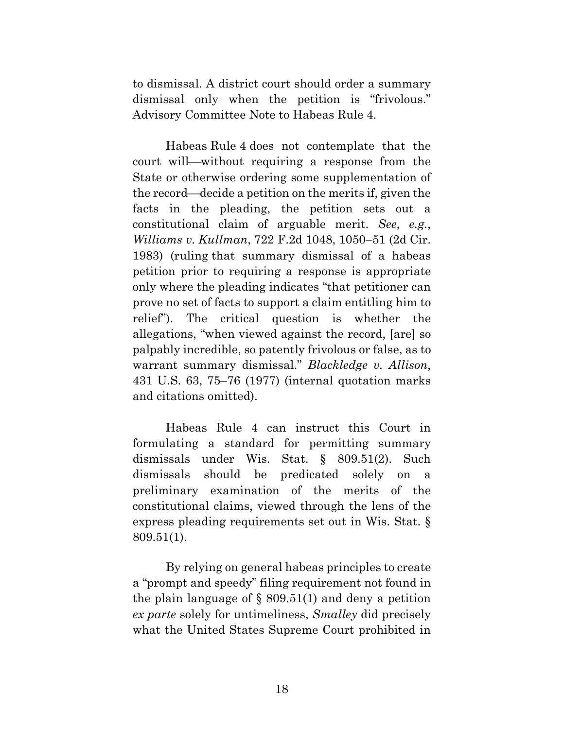to dismissal. A district court should order a summary dismissal only when the petition is "frivolous." Advisory Committee Note to Habeas Rule 4.

Habeas Rule 4 does not contemplate that the court will—without requiring a response from the State or otherwise ordering some supplementation of the record—decide a petition on the merits if, given the facts in the pleading, the petition sets out a constitutional claim of arguable merit. *See*, *e.g.*, *Williams v. Kullman*, 722 F.2d 1048, 1050–51 (2d Cir. 1983) (ruling that summary dismissal of a habeas petition prior to requiring a response is appropriate only where the pleading indicates "that petitioner can prove no set of facts to support a claim entitling him to relief"). The critical question is whether the allegations, "when viewed against the record, [are] so palpably incredible, so patently frivolous or false, as to warrant summary dismissal." *Blackledge v. Allison*, 431 U.S. 63, 75–76 (1977) (internal quotation marks and citations omitted).

Habeas Rule 4 can instruct this Court in formulating a standard for permitting summary dismissals under Wis. Stat. § 809.51(2). Such dismissals should be predicated solely on a preliminary examination of the merits of the constitutional claims, viewed through the lens of the express pleading requirements set out in Wis. Stat. § 809.51(1).

By relying on general habeas principles to create a "prompt and speedy" filing requirement not found in the plain language of § 809.51(1) and deny a petition *ex parte* solely for untimeliness, *Smalley* did precisely what the United States Supreme Court prohibited in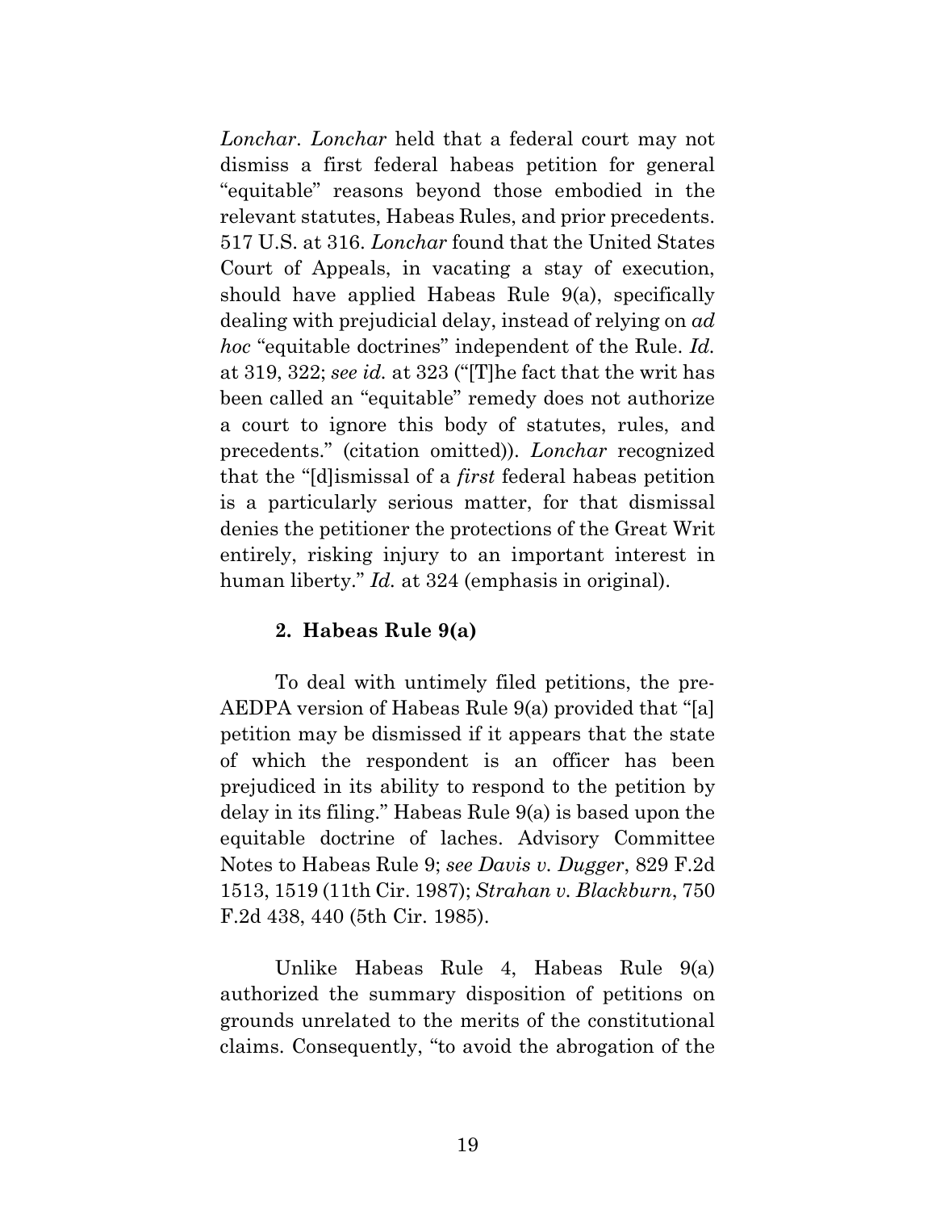*Lonchar*. *Lonchar* held that a federal court may not dismiss a first federal habeas petition for general "equitable" reasons beyond those embodied in the relevant statutes, Habeas Rules, and prior precedents. 517 U.S. at 316. *Lonchar* found that the United States Court of Appeals, in vacating a stay of execution, should have applied Habeas Rule 9(a), specifically dealing with prejudicial delay, instead of relying on *ad hoc* "equitable doctrines" independent of the Rule. *Id.* at 319, 322; *see id.* at 323 ("[T]he fact that the writ has been called an "equitable" remedy does not authorize a court to ignore this body of statutes, rules, and precedents." (citation omitted)). *Lonchar* recognized that the "[d]ismissal of a *first* federal habeas petition is a particularly serious matter, for that dismissal denies the petitioner the protections of the Great Writ entirely, risking injury to an important interest in human liberty." *Id.* at 324 (emphasis in original).

**2. Habeas Rule 9(a)**

To deal with untimely filed petitions, the pre-AEDPA version of Habeas Rule 9(a) provided that "[a] petition may be dismissed if it appears that the state of which the respondent is an officer has been prejudiced in its ability to respond to the petition by delay in its filing." Habeas Rule 9(a) is based upon the equitable doctrine of laches. Advisory Committee Notes to Habeas Rule 9; *see Davis v. Dugger*, 829 F.2d 1513, 1519 (11th Cir. 1987); *Strahan v. Blackburn*, 750 F.2d 438, 440 (5th Cir. 1985).

Unlike Habeas Rule 4, Habeas Rule 9(a) authorized the summary disposition of petitions on grounds unrelated to the merits of the constitutional claims. Consequently, "to avoid the abrogation of the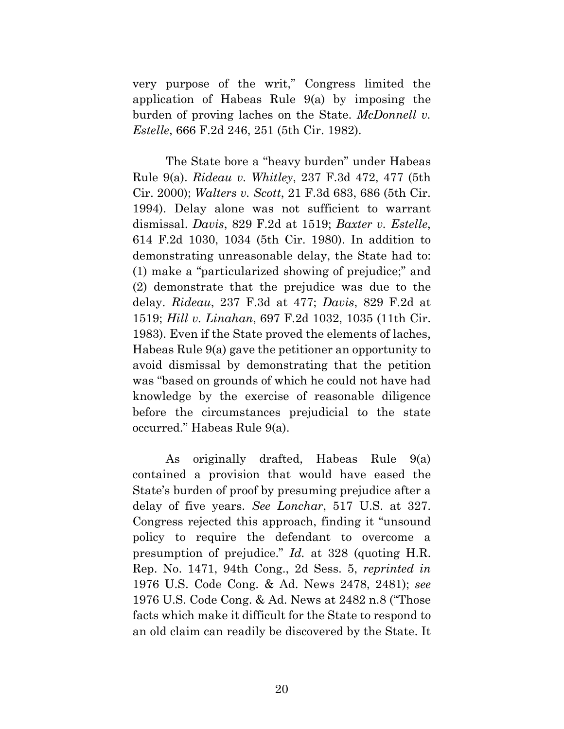very purpose of the writ," Congress limited the application of Habeas Rule 9(a) by imposing the burden of proving laches on the State. *McDonnell v. Estelle*, 666 F.2d 246, 251 (5th Cir. 1982).

The State bore a "heavy burden" under Habeas Rule 9(a). *Rideau v. Whitley*, 237 F.3d 472, 477 (5th Cir. 2000); *Walters v. Scott*, 21 F.3d 683, 686 (5th Cir. 1994). Delay alone was not sufficient to warrant dismissal. *Davis*, 829 F.2d at 1519; *Baxter v. Estelle*, 614 F.2d 1030, 1034 (5th Cir. 1980). In addition to demonstrating unreasonable delay, the State had to: (1) make a "particularized showing of prejudice;" and (2) demonstrate that the prejudice was due to the delay. *Rideau*, 237 F.3d at 477; *Davis*, 829 F.2d at 1519; *Hill v. Linahan*, 697 F.2d 1032, 1035 (11th Cir. 1983). Even if the State proved the elements of laches, Habeas Rule 9(a) gave the petitioner an opportunity to avoid dismissal by demonstrating that the petition was "based on grounds of which he could not have had knowledge by the exercise of reasonable diligence before the circumstances prejudicial to the state occurred." Habeas Rule 9(a).

As originally drafted, Habeas Rule 9(a) contained a provision that would have eased the State's burden of proof by presuming prejudice after a delay of five years. *See Lonchar*, 517 U.S. at 327. Congress rejected this approach, finding it "unsound policy to require the defendant to overcome a presumption of prejudice." *Id.* at 328 (quoting H.R. Rep. No. 1471, 94th Cong., 2d Sess. 5, *reprinted in* 1976 U.S. Code Cong. & Ad. News 2478, 2481); *see* 1976 U.S. Code Cong. & Ad. News at 2482 n.8 ("Those facts which make it difficult for the State to respond to an old claim can readily be discovered by the State. It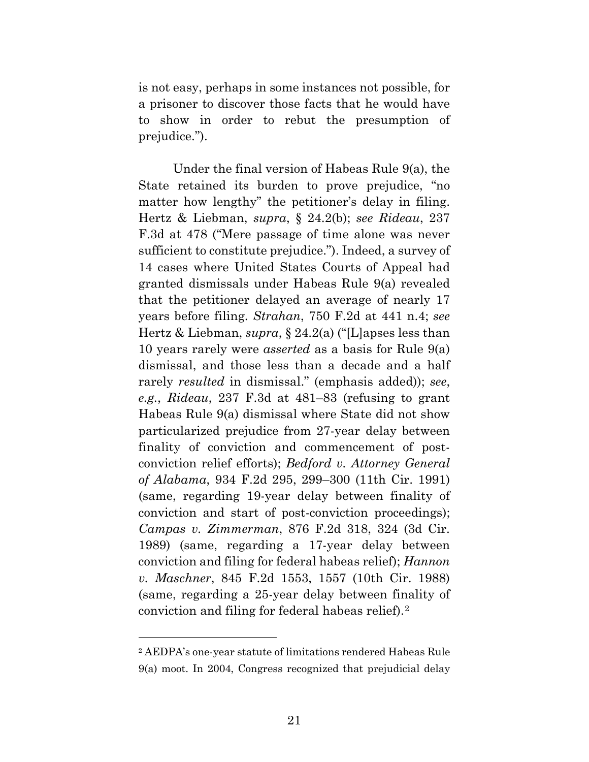is not easy, perhaps in some instances not possible, for a prisoner to discover those facts that he would have to show in order to rebut the presumption of prejudice.").

Under the final version of Habeas Rule 9(a), the State retained its burden to prove prejudice, "no matter how lengthy" the petitioner's delay in filing. Hertz & Liebman, *supra*, § 24.2(b); *see Rideau*, 237 F.3d at 478 ("Mere passage of time alone was never sufficient to constitute prejudice."). Indeed, a survey of 14 cases where United States Courts of Appeal had granted dismissals under Habeas Rule 9(a) revealed that the petitioner delayed an average of nearly 17 years before filing. *Strahan*, 750 F.2d at 441 n.4; *see* Hertz & Liebman, *supra*, § 24.2(a) ("[L]apses less than 10 years rarely were *asserted* as a basis for Rule 9(a) dismissal, and those less than a decade and a half rarely *resulted* in dismissal." (emphasis added)); *see, e.g.*, *Rideau*, 237 F.3d at 481–83 (refusing to grant Habeas Rule 9(a) dismissal where State did not show particularized prejudice from 27-year delay between finality of conviction and commencement of post-conviction relief efforts); *Bedford v. Attorney General of Alabama*, 934 F.2d 295, 299–300 (11th Cir. 1991) (same, regarding 19-year delay between finality of conviction and start of post-conviction proceedings); *Campas v. Zimmerman*, 876 F.2d 318, 324 (3d Cir. 1989) (same, regarding a 17-year delay between conviction and filing for federal habeas relief); *Hannon v. Maschner*, 845 F.2d 1553, 1557 (10th Cir. 1988) (same, regarding a 25-year delay between finality of conviction and filing for federal habeas relief).[2]

[2] AEDPA's one-year statute of limitations rendered Habeas Rule 9(a) moot. In 2004, Congress recognized that prejudicial delay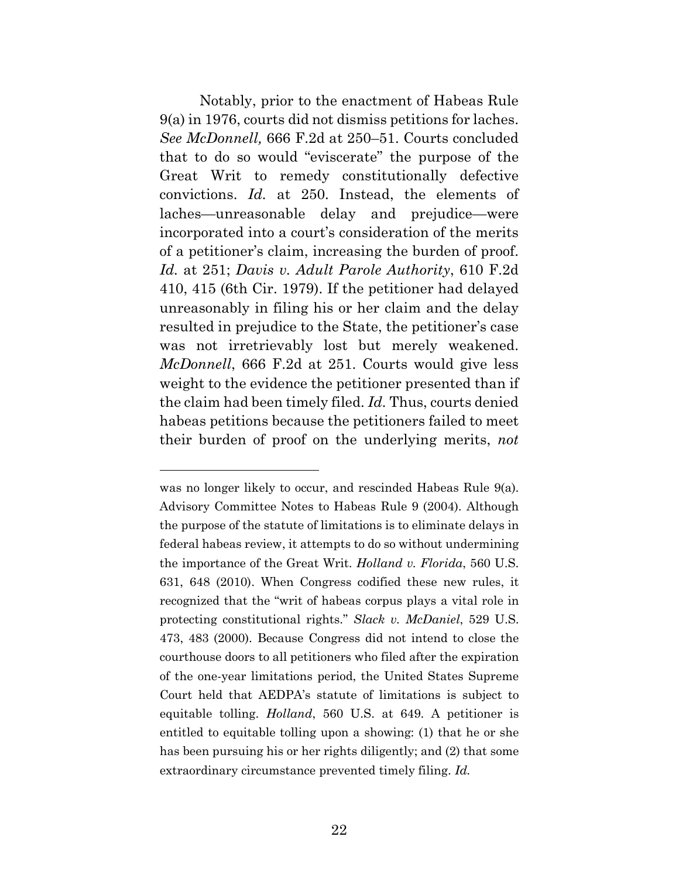Notably, prior to the enactment of Habeas Rule 9(a) in 1976, courts did not dismiss petitions for laches. *See McDonnell,* 666 F.2d at 250–51. Courts concluded that to do so would "eviscerate" the purpose of the Great Writ to remedy constitutionally defective convictions. *Id.* at 250. Instead, the elements of laches—unreasonable delay and prejudice—were incorporated into a court's consideration of the merits of a petitioner's claim, increasing the burden of proof. *Id.* at 251; *Davis v. Adult Parole Authority*, 610 F.2d 410, 415 (6th Cir. 1979). If the petitioner had delayed unreasonably in filing his or her claim and the delay resulted in prejudice to the State, the petitioner's case was not irretrievably lost but merely weakened. *McDonnell*, 666 F.2d at 251. Courts would give less weight to the evidence the petitioner presented than if the claim had been timely filed. *Id.* Thus, courts denied habeas petitions because the petitioners failed to meet their burden of proof on the underlying merits, *not*

---

was no longer likely to occur, and rescinded Habeas Rule 9(a). Advisory Committee Notes to Habeas Rule 9 (2004). Although the purpose of the statute of limitations is to eliminate delays in federal habeas review, it attempts to do so without undermining the importance of the Great Writ. *Holland v. Florida*, 560 U.S. 631, 648 (2010). When Congress codified these new rules, it recognized that the "writ of habeas corpus plays a vital role in protecting constitutional rights." *Slack v. McDaniel*, 529 U.S. 473, 483 (2000). Because Congress did not intend to close the courthouse doors to all petitioners who filed after the expiration of the one-year limitations period, the United States Supreme Court held that AEDPA's statute of limitations is subject to equitable tolling. *Holland*, 560 U.S. at 649. A petitioner is entitled to equitable tolling upon a showing: (1) that he or she has been pursuing his or her rights diligently; and (2) that some extraordinary circumstance prevented timely filing. *Id.*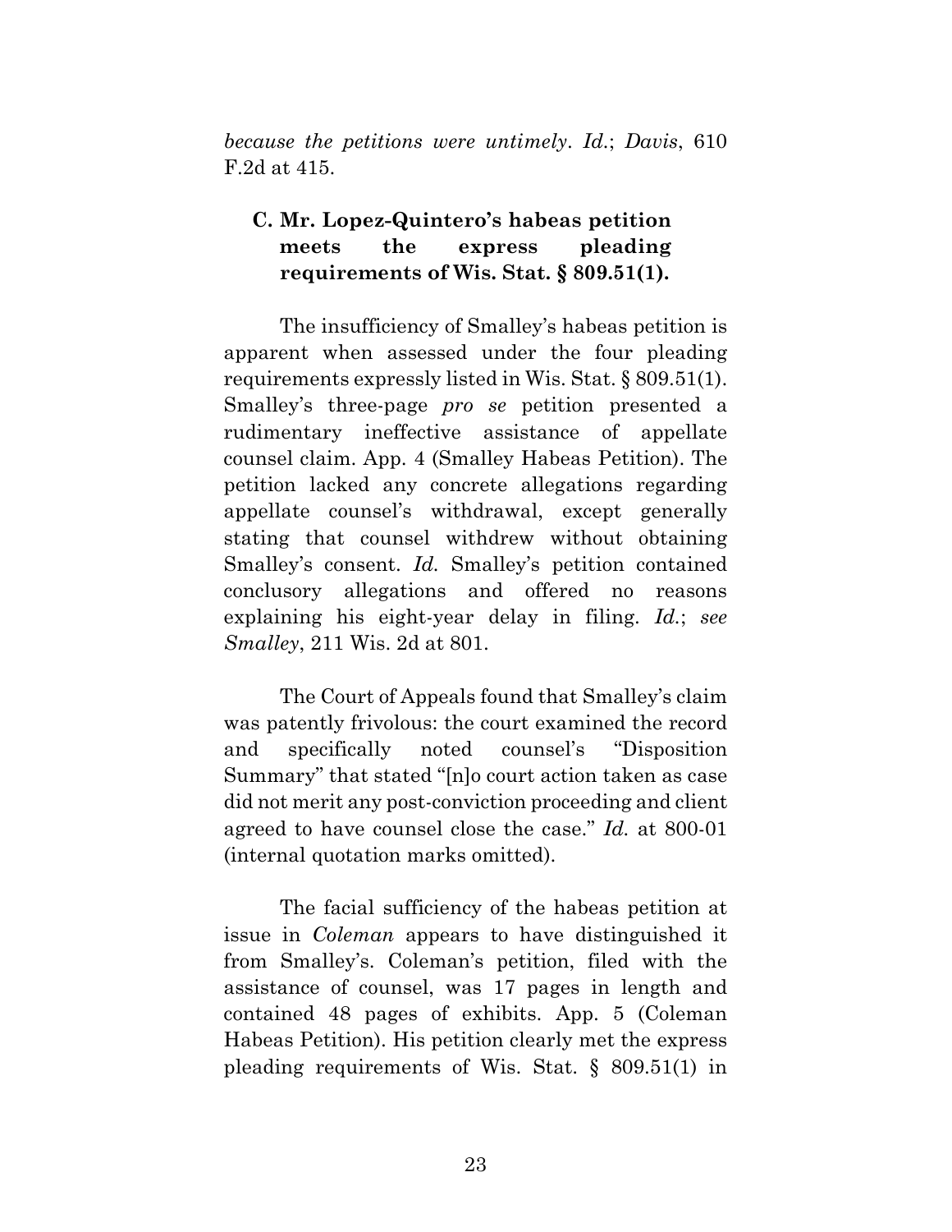*because the petitions were untimely*. *Id.*; *Davis*, 610 F.2d at 415.

### C. Mr. Lopez-Quintero's habeas petition meets the express pleading requirements of Wis. Stat. § 809.51(1).

The insufficiency of Smalley's habeas petition is apparent when assessed under the four pleading requirements expressly listed in Wis. Stat. § 809.51(1). Smalley's three-page *pro se* petition presented a rudimentary ineffective assistance of appellate counsel claim. App. 4 (Smalley Habeas Petition). The petition lacked any concrete allegations regarding appellate counsel's withdrawal, except generally stating that counsel withdrew without obtaining Smalley's consent. *Id.* Smalley's petition contained conclusory allegations and offered no reasons explaining his eight-year delay in filing. *Id.*; *see Smalley*, 211 Wis. 2d at 801.

The Court of Appeals found that Smalley's claim was patently frivolous: the court examined the record and specifically noted counsel's "Disposition Summary" that stated "[n]o court action taken as case did not merit any post-conviction proceeding and client agreed to have counsel close the case." *Id.* at 800-01 (internal quotation marks omitted).

The facial sufficiency of the habeas petition at issue in *Coleman* appears to have distinguished it from Smalley's. Coleman's petition, filed with the assistance of counsel, was 17 pages in length and contained 48 pages of exhibits. App. 5 (Coleman Habeas Petition). His petition clearly met the express pleading requirements of Wis. Stat. § 809.51(1) in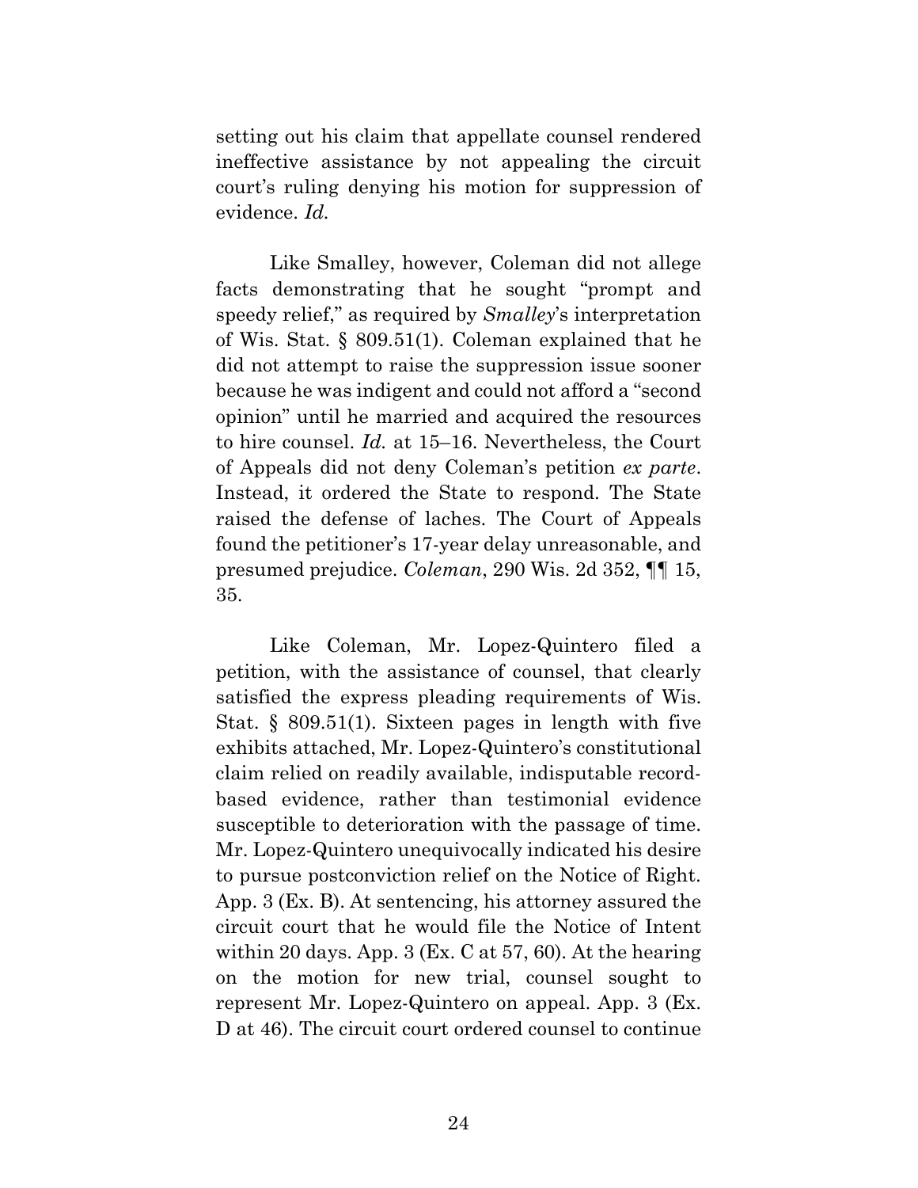setting out his claim that appellate counsel rendered ineffective assistance by not appealing the circuit court's ruling denying his motion for suppression of evidence. *Id.*

Like Smalley, however, Coleman did not allege facts demonstrating that he sought "prompt and speedy relief," as required by *Smalley*'s interpretation of Wis. Stat. § 809.51(1). Coleman explained that he did not attempt to raise the suppression issue sooner because he was indigent and could not afford a "second opinion" until he married and acquired the resources to hire counsel. *Id.* at 15–16. Nevertheless, the Court of Appeals did not deny Coleman's petition *ex parte*. Instead, it ordered the State to respond. The State raised the defense of laches. The Court of Appeals found the petitioner's 17-year delay unreasonable, and presumed prejudice. *Coleman*, 290 Wis. 2d 352, ¶¶ 15, 35.

Like Coleman, Mr. Lopez-Quintero filed a petition, with the assistance of counsel, that clearly satisfied the express pleading requirements of Wis. Stat. § 809.51(1). Sixteen pages in length with five exhibits attached, Mr. Lopez-Quintero's constitutional claim relied on readily available, indisputable record-based evidence, rather than testimonial evidence susceptible to deterioration with the passage of time. Mr. Lopez-Quintero unequivocally indicated his desire to pursue postconviction relief on the Notice of Right. App. 3 (Ex. B). At sentencing, his attorney assured the circuit court that he would file the Notice of Intent within 20 days. App. 3 (Ex. C at 57, 60). At the hearing on the motion for new trial, counsel sought to represent Mr. Lopez-Quintero on appeal. App. 3 (Ex. D at 46). The circuit court ordered counsel to continue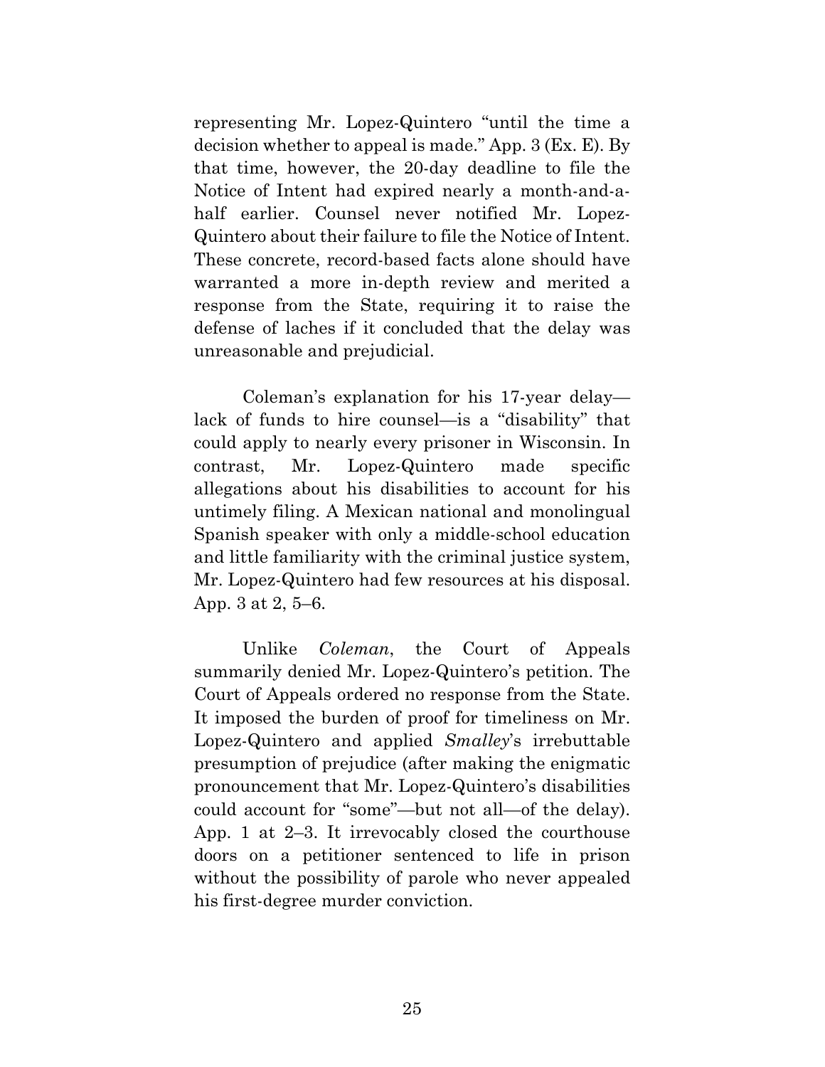representing Mr. Lopez-Quintero "until the time a decision whether to appeal is made." App. 3 (Ex. E). By that time, however, the 20-day deadline to file the Notice of Intent had expired nearly a month-and-a-half earlier. Counsel never notified Mr. Lopez-Quintero about their failure to file the Notice of Intent. These concrete, record-based facts alone should have warranted a more in-depth review and merited a response from the State, requiring it to raise the defense of laches if it concluded that the delay was unreasonable and prejudicial.

Coleman's explanation for his 17-year delay—lack of funds to hire counsel—is a "disability" that could apply to nearly every prisoner in Wisconsin. In contrast, Mr. Lopez-Quintero made specific allegations about his disabilities to account for his untimely filing. A Mexican national and monolingual Spanish speaker with only a middle-school education and little familiarity with the criminal justice system, Mr. Lopez-Quintero had few resources at his disposal. App. 3 at 2, 5–6.

Unlike *Coleman*, the Court of Appeals summarily denied Mr. Lopez-Quintero's petition. The Court of Appeals ordered no response from the State. It imposed the burden of proof for timeliness on Mr. Lopez-Quintero and applied *Smalley*'s irrebuttable presumption of prejudice (after making the enigmatic pronouncement that Mr. Lopez-Quintero's disabilities could account for "some"—but not all—of the delay). App. 1 at 2–3. It irrevocably closed the courthouse doors on a petitioner sentenced to life in prison without the possibility of parole who never appealed his first-degree murder conviction.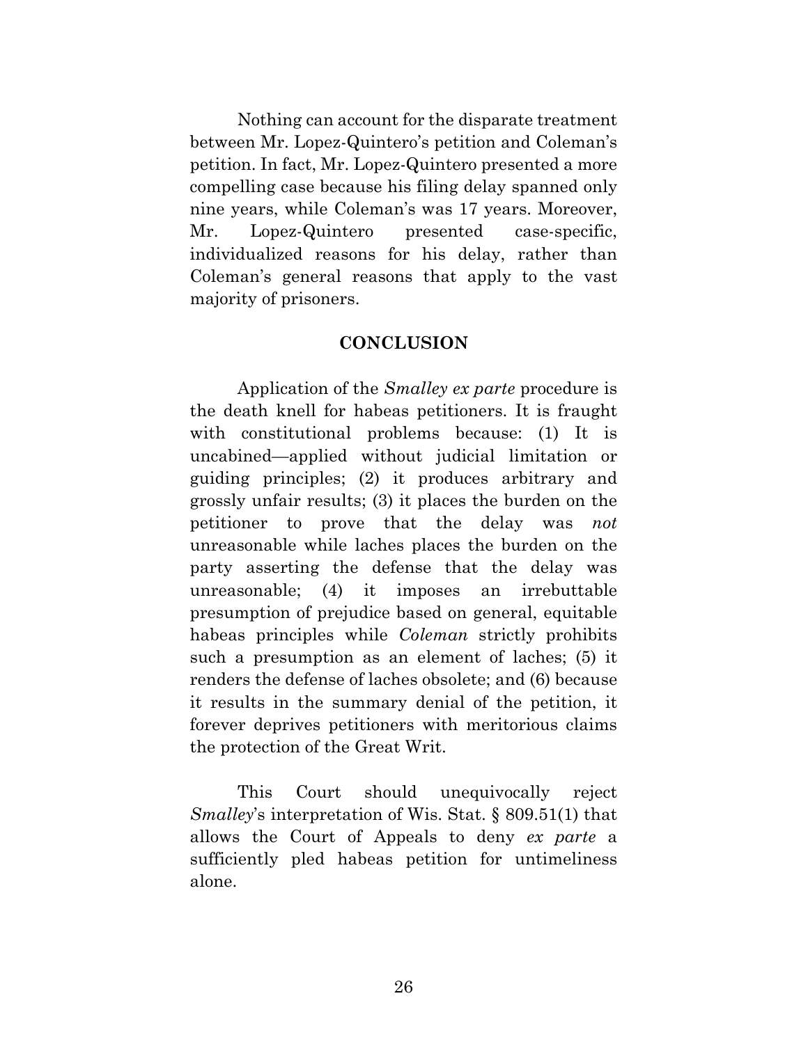Nothing can account for the disparate treatment between Mr. Lopez-Quintero's petition and Coleman's petition. In fact, Mr. Lopez-Quintero presented a more compelling case because his filing delay spanned only nine years, while Coleman's was 17 years. Moreover, Mr. Lopez-Quintero presented case-specific, individualized reasons for his delay, rather than Coleman's general reasons that apply to the vast majority of prisoners.

## CONCLUSION

Application of the *Smalley ex parte* procedure is the death knell for habeas petitioners. It is fraught with constitutional problems because: (1) It is uncabined—applied without judicial limitation or guiding principles; (2) it produces arbitrary and grossly unfair results; (3) it places the burden on the petitioner to prove that the delay was *not* unreasonable while laches places the burden on the party asserting the defense that the delay was unreasonable; (4) it imposes an irrebuttable presumption of prejudice based on general, equitable habeas principles while *Coleman* strictly prohibits such a presumption as an element of laches; (5) it renders the defense of laches obsolete; and (6) because it results in the summary denial of the petition, it forever deprives petitioners with meritorious claims the protection of the Great Writ.

This Court should unequivocally reject *Smalley*'s interpretation of Wis. Stat. § 809.51(1) that allows the Court of Appeals to deny *ex parte* a sufficiently pled habeas petition for untimeliness alone.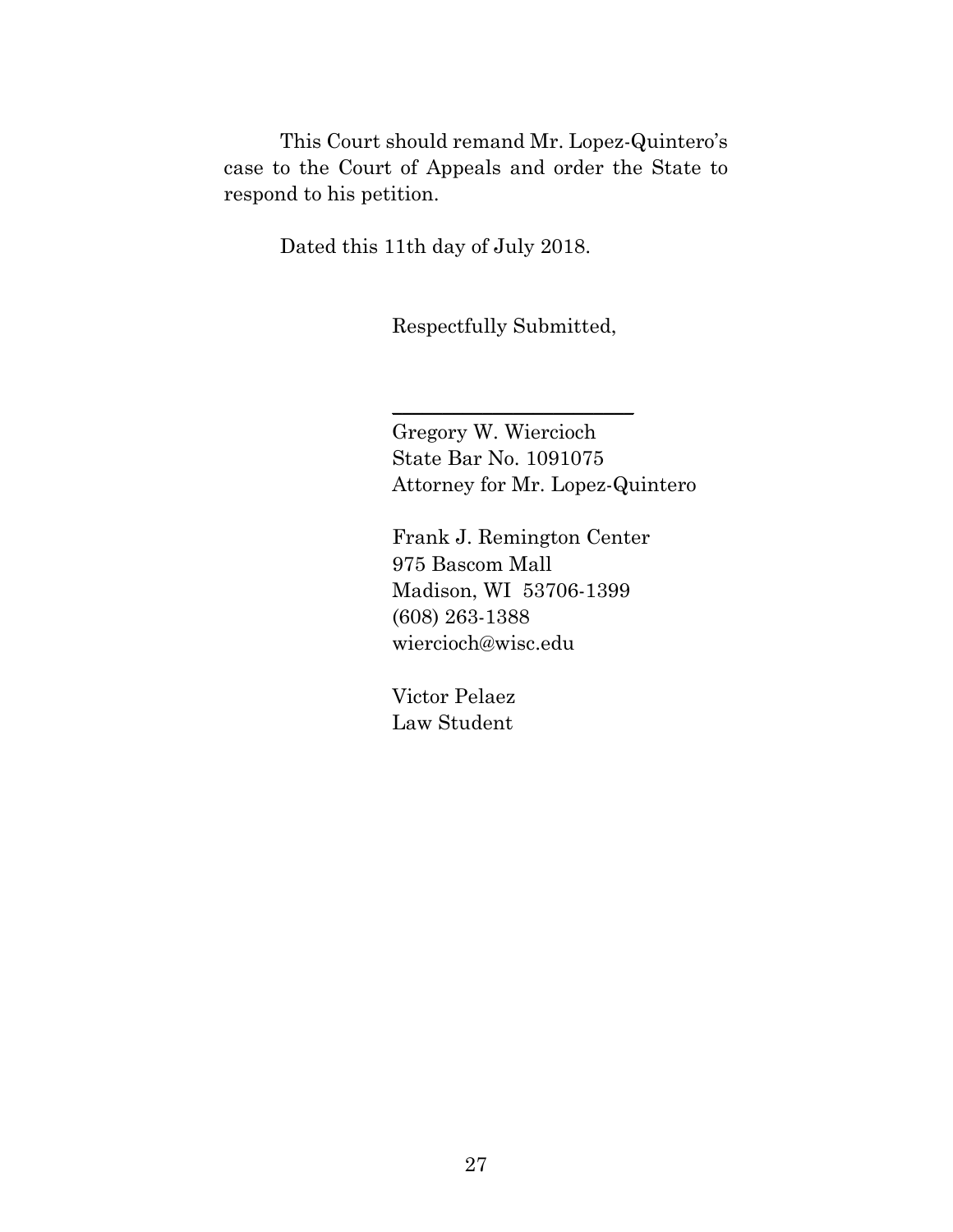This Court should remand Mr. Lopez-Quintero's case to the Court of Appeals and order the State to respond to his petition.

Dated this 11th day of July 2018.

Respectfully Submitted,

\_\_\_\_\_\_\_\_\_\_\_\_\_\_\_\_\_\_\_\_\_\_\_\_\_\_

Gregory W. Wiercioch  
State Bar No. 1091075  
Attorney for Mr. Lopez-Quintero

Frank J. Remington Center  
975 Bascom Mall  
Madison, WI 53706-1399  
(608) 263-1388  
wiercioch@wisc.edu

Victor Pelaez  
Law Student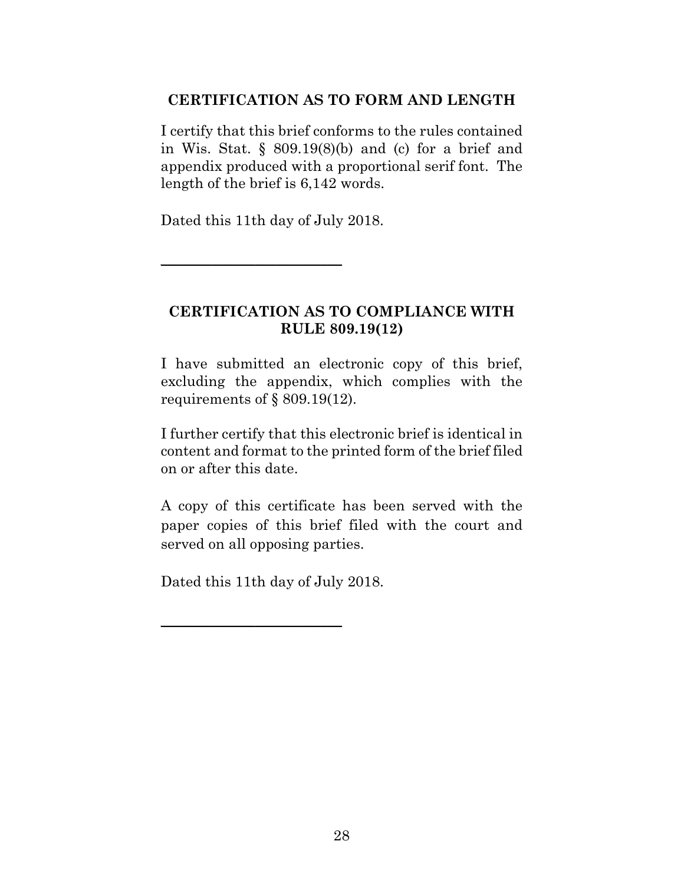## CERTIFICATION AS TO FORM AND LENGTH

I certify that this brief conforms to the rules contained in Wis. Stat. § 809.19(8)(b) and (c) for a brief and appendix produced with a proportional serif font. The length of the brief is 6,142 words.

Dated this 11th day of July 2018.

\_\_\_\_\_\_\_\_\_\_\_\_\_\_\_\_\_\_\_\_\_\_\_\_\_\_

## CERTIFICATION AS TO COMPLIANCE WITH RULE 809.19(12)

I have submitted an electronic copy of this brief, excluding the appendix, which complies with the requirements of § 809.19(12).

I further certify that this electronic brief is identical in content and format to the printed form of the brief filed on or after this date.

A copy of this certificate has been served with the paper copies of this brief filed with the court and served on all opposing parties.

Dated this 11th day of July 2018.

\_\_\_\_\_\_\_\_\_\_\_\_\_\_\_\_\_\_\_\_\_\_\_\_\_\_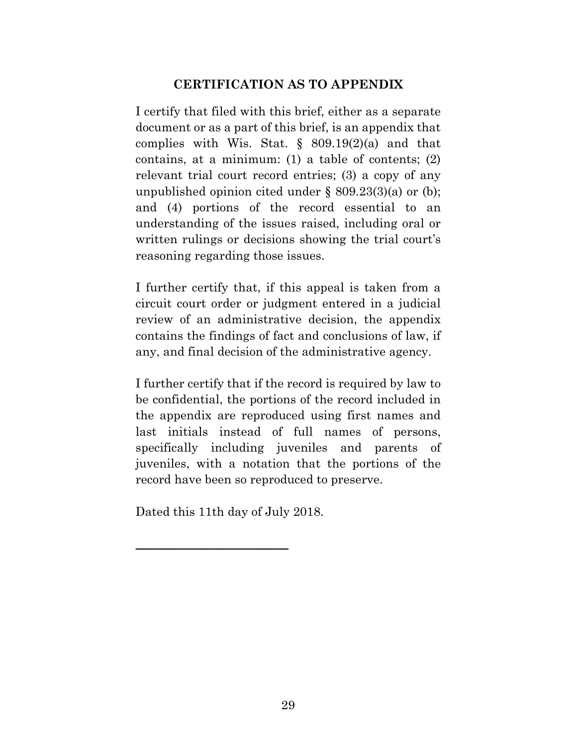## CERTIFICATION AS TO APPENDIX

I certify that filed with this brief, either as a separate document or as a part of this brief, is an appendix that complies with Wis. Stat. § 809.19(2)(a) and that contains, at a minimum: (1) a table of contents; (2) relevant trial court record entries; (3) a copy of any unpublished opinion cited under § 809.23(3)(a) or (b); and (4) portions of the record essential to an understanding of the issues raised, including oral or written rulings or decisions showing the trial court's reasoning regarding those issues.

I further certify that, if this appeal is taken from a circuit court order or judgment entered in a judicial review of an administrative decision, the appendix contains the findings of fact and conclusions of law, if any, and final decision of the administrative agency.

I further certify that if the record is required by law to be confidential, the portions of the record included in the appendix are reproduced using first names and last initials instead of full names of persons, specifically including juveniles and parents of juveniles, with a notation that the portions of the record have been so reproduced to preserve.

Dated this 11th day of July 2018.

\_\_\_\_\_\_\_\_\_\_\_\_\_\_\_\_\_\_\_\_\_\_\_\_\_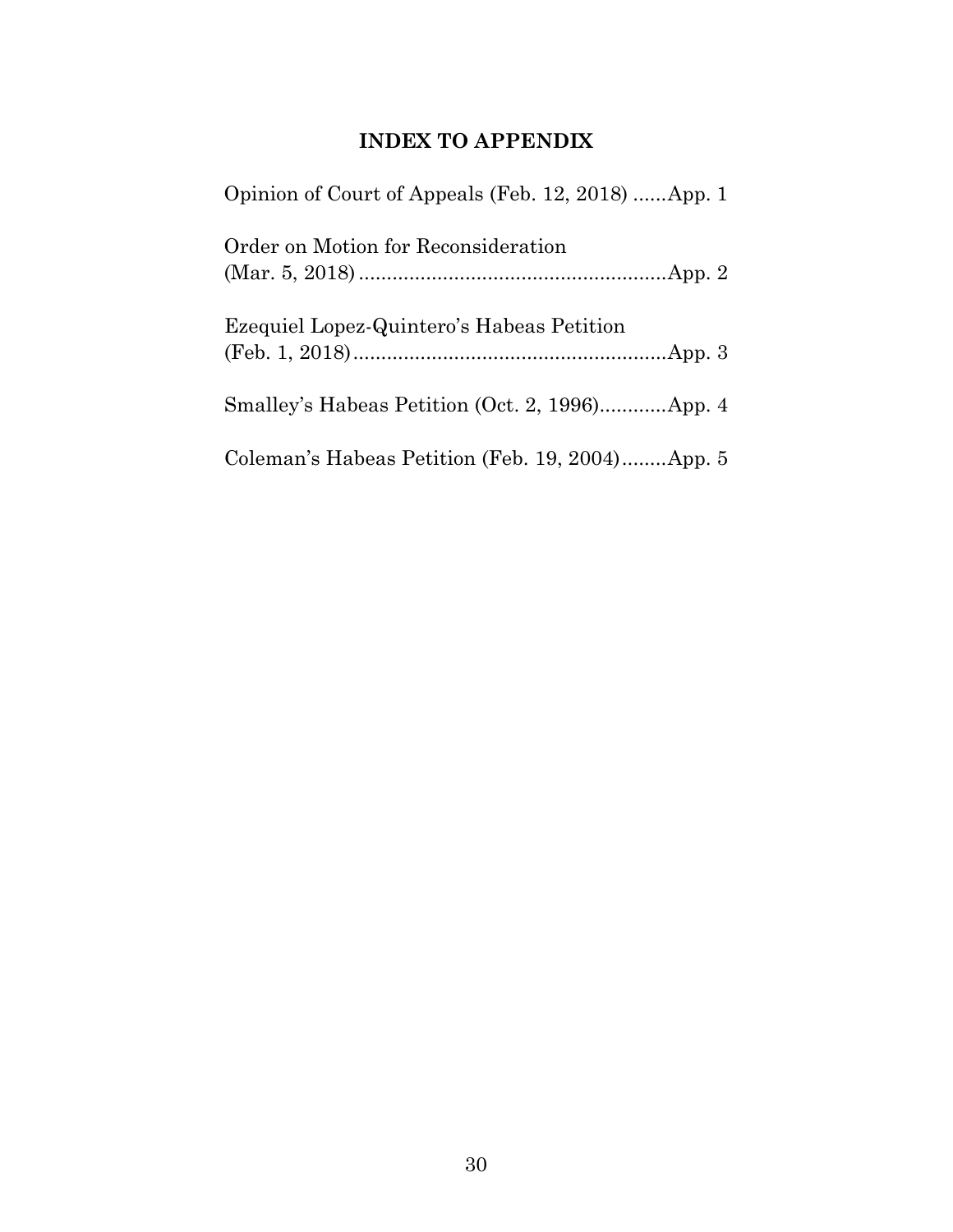## INDEX TO APPENDIX

Opinion of Court of Appeals (Feb. 12, 2018) ......App. 1

Order on Motion for Reconsideration (Mar. 5, 2018) .......................................................App. 2

Ezequiel Lopez-Quintero's Habeas Petition (Feb. 1, 2018) .......................................................App. 3

Smalley's Habeas Petition (Oct. 2, 1996)............App. 4

Coleman's Habeas Petition (Feb. 19, 2004)........App. 5